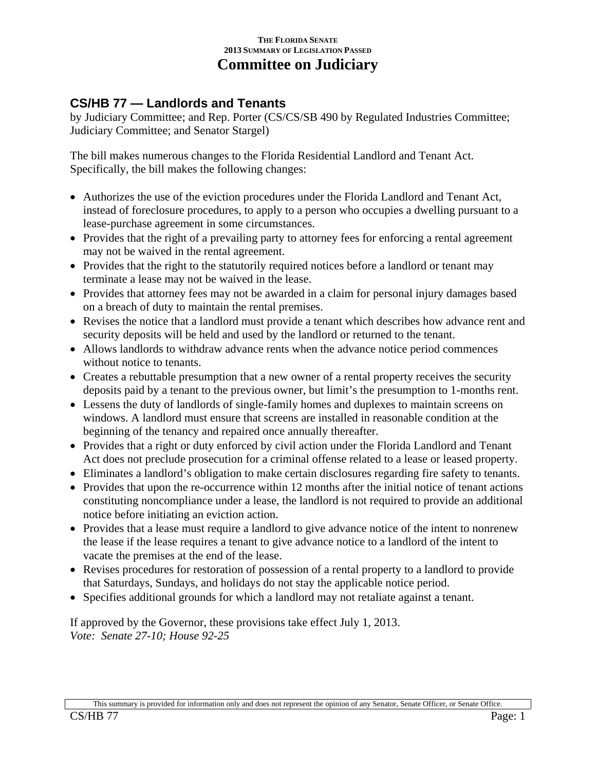THE FLORIDA SENATE
2013 SUMMARY OF LEGISLATION PASSED

# Committee on Judiciary

## CS/HB 77 — Landlords and Tenants

by Judiciary Committee; and Rep. Porter (CS/CS/SB 490 by Regulated Industries Committee; Judiciary Committee; and Senator Stargel)

The bill makes numerous changes to the Florida Residential Landlord and Tenant Act. Specifically, the bill makes the following changes:

- Authorizes the use of the eviction procedures under the Florida Landlord and Tenant Act, instead of foreclosure procedures, to apply to a person who occupies a dwelling pursuant to a lease-purchase agreement in some circumstances.
- Provides that the right of a prevailing party to attorney fees for enforcing a rental agreement may not be waived in the rental agreement.
- Provides that the right to the statutorily required notices before a landlord or tenant may terminate a lease may not be waived in the lease.
- Provides that attorney fees may not be awarded in a claim for personal injury damages based on a breach of duty to maintain the rental premises.
- Revises the notice that a landlord must provide a tenant which describes how advance rent and security deposits will be held and used by the landlord or returned to the tenant.
- Allows landlords to withdraw advance rents when the advance notice period commences without notice to tenants.
- Creates a rebuttable presumption that a new owner of a rental property receives the security deposits paid by a tenant to the previous owner, but limit's the presumption to 1-months rent.
- Lessens the duty of landlords of single-family homes and duplexes to maintain screens on windows. A landlord must ensure that screens are installed in reasonable condition at the beginning of the tenancy and repaired once annually thereafter.
- Provides that a right or duty enforced by civil action under the Florida Landlord and Tenant Act does not preclude prosecution for a criminal offense related to a lease or leased property.
- Eliminates a landlord's obligation to make certain disclosures regarding fire safety to tenants.
- Provides that upon the re-occurrence within 12 months after the initial notice of tenant actions constituting noncompliance under a lease, the landlord is not required to provide an additional notice before initiating an eviction action.
- Provides that a lease must require a landlord to give advance notice of the intent to nonrenew the lease if the lease requires a tenant to give advance notice to a landlord of the intent to vacate the premises at the end of the lease.
- Revises procedures for restoration of possession of a rental property to a landlord to provide that Saturdays, Sundays, and holidays do not stay the applicable notice period.
- Specifies additional grounds for which a landlord may not retaliate against a tenant.

If approved by the Governor, these provisions take effect July 1, 2013.
*Vote: Senate 27-10; House 92-25*

This summary is provided for information only and does not represent the opinion of any Senator, Senate Officer, or Senate Office.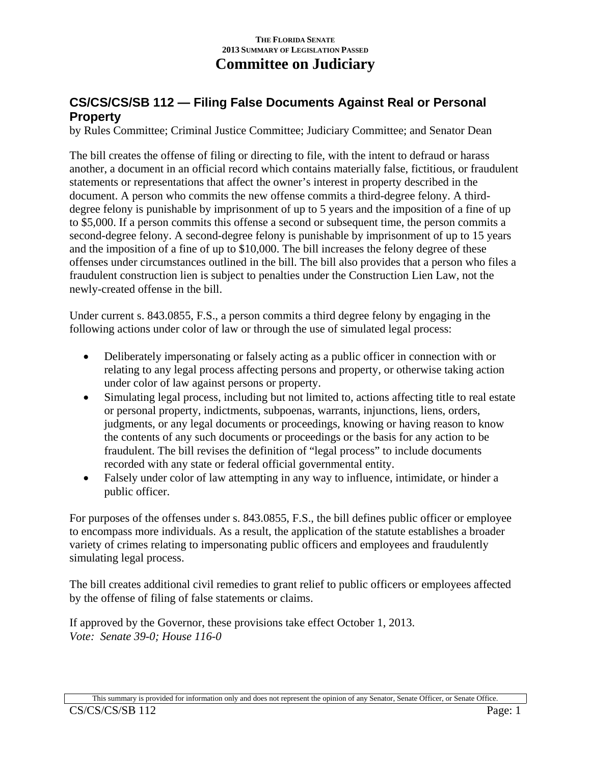## CS/CS/CS/SB 112 — Filing False Documents Against Real or Personal Property

by Rules Committee; Criminal Justice Committee; Judiciary Committee; and Senator Dean

The bill creates the offense of filing or directing to file, with the intent to defraud or harass another, a document in an official record which contains materially false, fictitious, or fraudulent statements or representations that affect the owner's interest in property described in the document. A person who commits the new offense commits a third-degree felony. A third-degree felony is punishable by imprisonment of up to 5 years and the imposition of a fine of up to $5,000. If a person commits this offense a second or subsequent time, the person commits a second-degree felony. A second-degree felony is punishable by imprisonment of up to 15 years and the imposition of a fine of up to $10,000. The bill increases the felony degree of these offenses under circumstances outlined in the bill. The bill also provides that a person who files a fraudulent construction lien is subject to penalties under the Construction Lien Law, not the newly-created offense in the bill.

Under current s. 843.0855, F.S., a person commits a third degree felony by engaging in the following actions under color of law or through the use of simulated legal process:

- Deliberately impersonating or falsely acting as a public officer in connection with or relating to any legal process affecting persons and property, or otherwise taking action under color of law against persons or property.
- Simulating legal process, including but not limited to, actions affecting title to real estate or personal property, indictments, subpoenas, warrants, injunctions, liens, orders, judgments, or any legal documents or proceedings, knowing or having reason to know the contents of any such documents or proceedings or the basis for any action to be fraudulent. The bill revises the definition of "legal process" to include documents recorded with any state or federal official governmental entity.
- Falsely under color of law attempting in any way to influence, intimidate, or hinder a public officer.

For purposes of the offenses under s. 843.0855, F.S., the bill defines public officer or employee to encompass more individuals. As a result, the application of the statute establishes a broader variety of crimes relating to impersonating public officers and employees and fraudulently simulating legal process.

The bill creates additional civil remedies to grant relief to public officers or employees affected by the offense of filing of false statements or claims.

If approved by the Governor, these provisions take effect October 1, 2013.
*Vote: Senate 39-0; House 116-0*

This summary is provided for information only and does not represent the opinion of any Senator, Senate Officer, or Senate Office.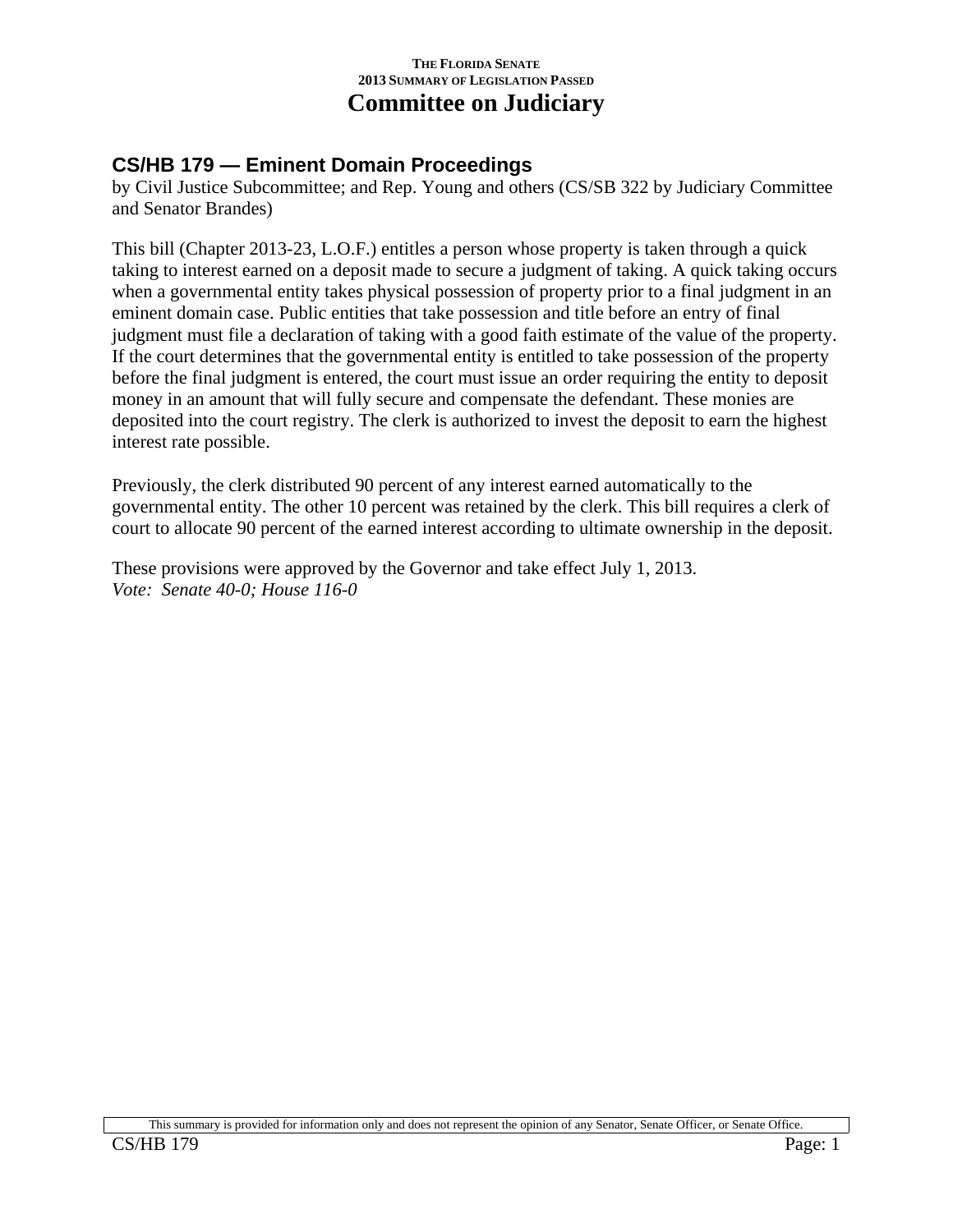THE FLORIDA SENATE
2013 SUMMARY OF LEGISLATION PASSED

# Committee on Judiciary

## CS/HB 179 — Eminent Domain Proceedings

by Civil Justice Subcommittee; and Rep. Young and others (CS/SB 322 by Judiciary Committee and Senator Brandes)

This bill (Chapter 2013-23, L.O.F.) entitles a person whose property is taken through a quick taking to interest earned on a deposit made to secure a judgment of taking. A quick taking occurs when a governmental entity takes physical possession of property prior to a final judgment in an eminent domain case. Public entities that take possession and title before an entry of final judgment must file a declaration of taking with a good faith estimate of the value of the property. If the court determines that the governmental entity is entitled to take possession of the property before the final judgment is entered, the court must issue an order requiring the entity to deposit money in an amount that will fully secure and compensate the defendant. These monies are deposited into the court registry. The clerk is authorized to invest the deposit to earn the highest interest rate possible.

Previously, the clerk distributed 90 percent of any interest earned automatically to the governmental entity. The other 10 percent was retained by the clerk. This bill requires a clerk of court to allocate 90 percent of the earned interest according to ultimate ownership in the deposit.

These provisions were approved by the Governor and take effect July 1, 2013.
*Vote: Senate 40-0; House 116-0*

This summary is provided for information only and does not represent the opinion of any Senator, Senate Officer, or Senate Office.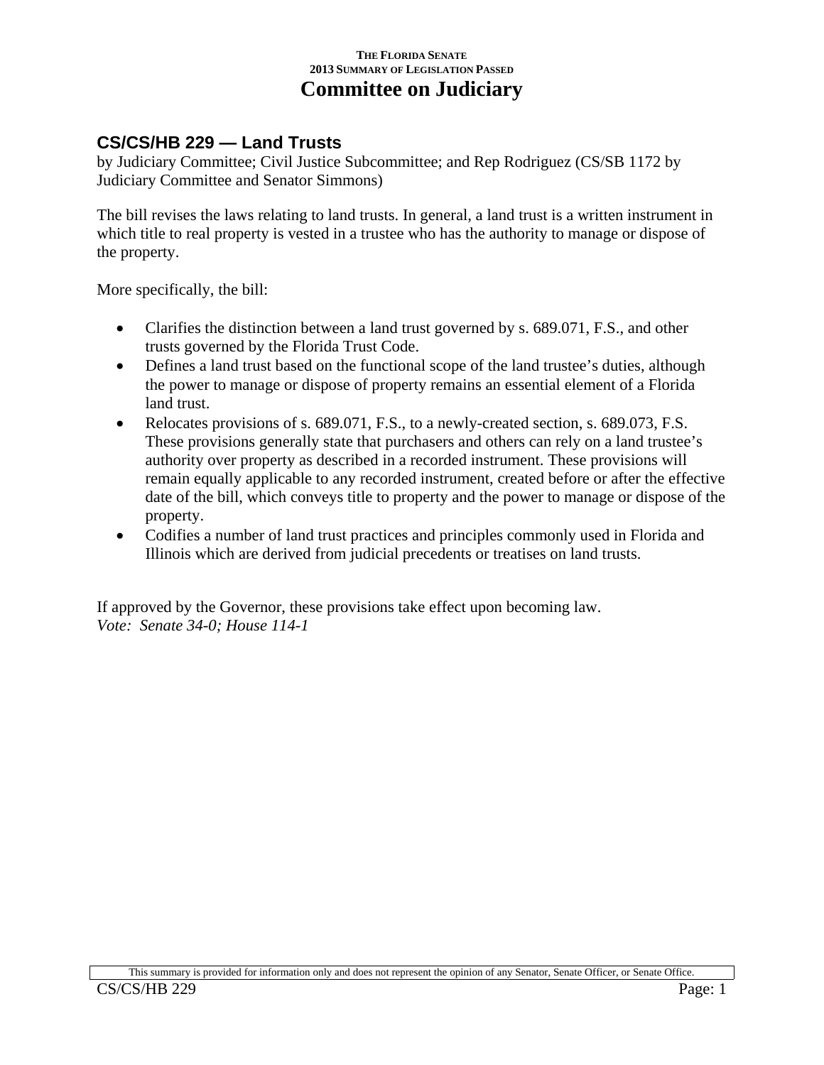THE FLORIDA SENATE
2013 SUMMARY OF LEGISLATION PASSED

# Committee on Judiciary

## CS/CS/HB 229 — Land Trusts

by Judiciary Committee; Civil Justice Subcommittee; and Rep Rodriguez (CS/SB 1172 by Judiciary Committee and Senator Simmons)

The bill revises the laws relating to land trusts. In general, a land trust is a written instrument in which title to real property is vested in a trustee who has the authority to manage or dispose of the property.

More specifically, the bill:

- Clarifies the distinction between a land trust governed by s. 689.071, F.S., and other trusts governed by the Florida Trust Code.
- Defines a land trust based on the functional scope of the land trustee's duties, although the power to manage or dispose of property remains an essential element of a Florida land trust.
- Relocates provisions of s. 689.071, F.S., to a newly-created section, s. 689.073, F.S. These provisions generally state that purchasers and others can rely on a land trustee's authority over property as described in a recorded instrument. These provisions will remain equally applicable to any recorded instrument, created before or after the effective date of the bill, which conveys title to property and the power to manage or dispose of the property.
- Codifies a number of land trust practices and principles commonly used in Florida and Illinois which are derived from judicial precedents or treatises on land trusts.

If approved by the Governor, these provisions take effect upon becoming law.
*Vote: Senate 34-0; House 114-1*

This summary is provided for information only and does not represent the opinion of any Senator, Senate Officer, or Senate Office.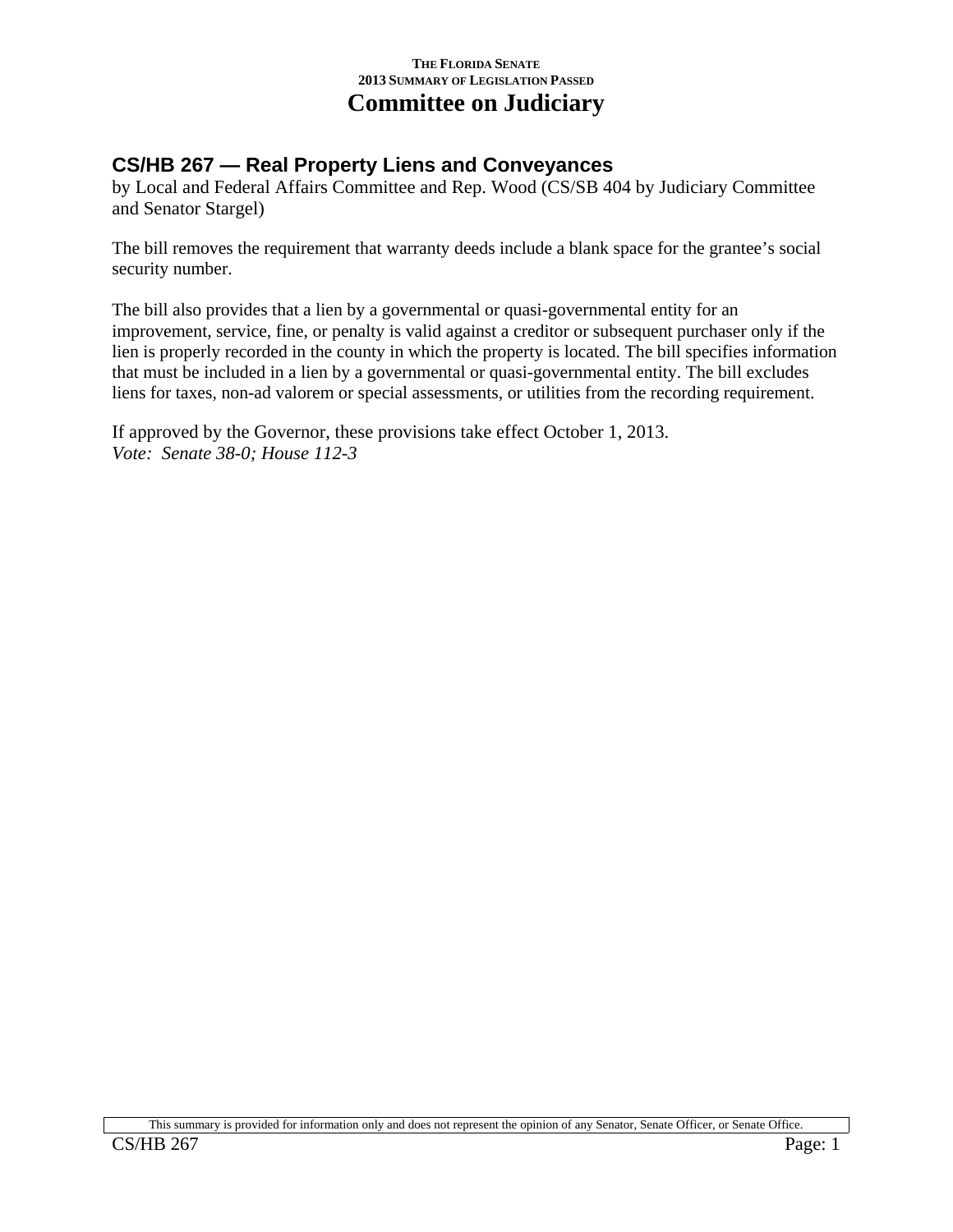## CS/HB 267 — Real Property Liens and Conveyances

by Local and Federal Affairs Committee and Rep. Wood (CS/SB 404 by Judiciary Committee and Senator Stargel)

The bill removes the requirement that warranty deeds include a blank space for the grantee's social security number.

The bill also provides that a lien by a governmental or quasi-governmental entity for an improvement, service, fine, or penalty is valid against a creditor or subsequent purchaser only if the lien is properly recorded in the county in which the property is located. The bill specifies information that must be included in a lien by a governmental or quasi-governmental entity. The bill excludes liens for taxes, non-ad valorem or special assessments, or utilities from the recording requirement.

If approved by the Governor, these provisions take effect October 1, 2013.
*Vote: Senate 38-0; House 112-3*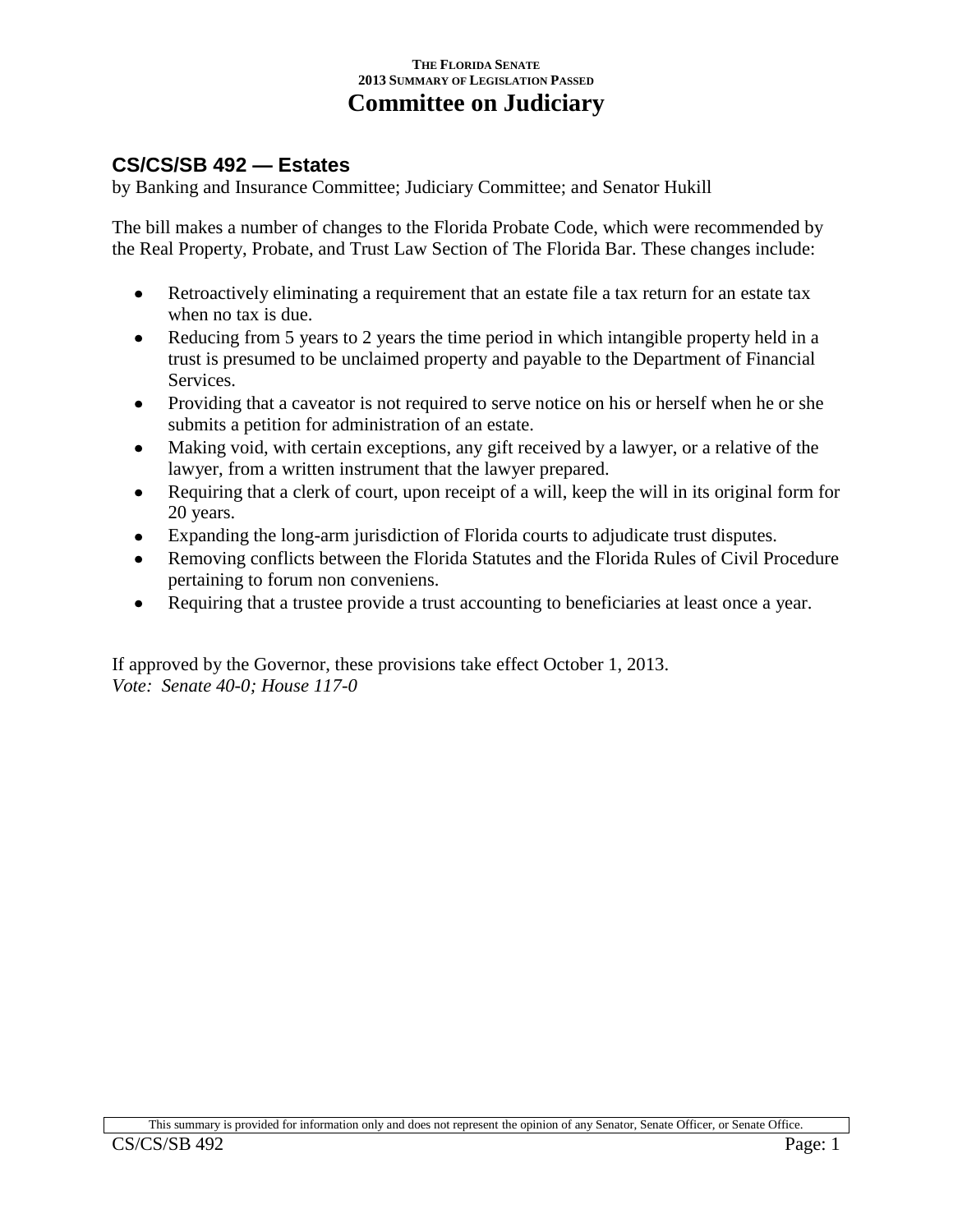THE FLORIDA SENATE
2013 SUMMARY OF LEGISLATION PASSED

# Committee on Judiciary

## CS/CS/SB 492 — Estates

by Banking and Insurance Committee; Judiciary Committee; and Senator Hukill

The bill makes a number of changes to the Florida Probate Code, which were recommended by the Real Property, Probate, and Trust Law Section of The Florida Bar. These changes include:

- Retroactively eliminating a requirement that an estate file a tax return for an estate tax when no tax is due.
- Reducing from 5 years to 2 years the time period in which intangible property held in a trust is presumed to be unclaimed property and payable to the Department of Financial Services.
- Providing that a caveator is not required to serve notice on his or herself when he or she submits a petition for administration of an estate.
- Making void, with certain exceptions, any gift received by a lawyer, or a relative of the lawyer, from a written instrument that the lawyer prepared.
- Requiring that a clerk of court, upon receipt of a will, keep the will in its original form for 20 years.
- Expanding the long-arm jurisdiction of Florida courts to adjudicate trust disputes.
- Removing conflicts between the Florida Statutes and the Florida Rules of Civil Procedure pertaining to forum non conveniens.
- Requiring that a trustee provide a trust accounting to beneficiaries at least once a year.

If approved by the Governor, these provisions take effect October 1, 2013.
*Vote: Senate 40-0; House 117-0*

This summary is provided for information only and does not represent the opinion of any Senator, Senate Officer, or Senate Office.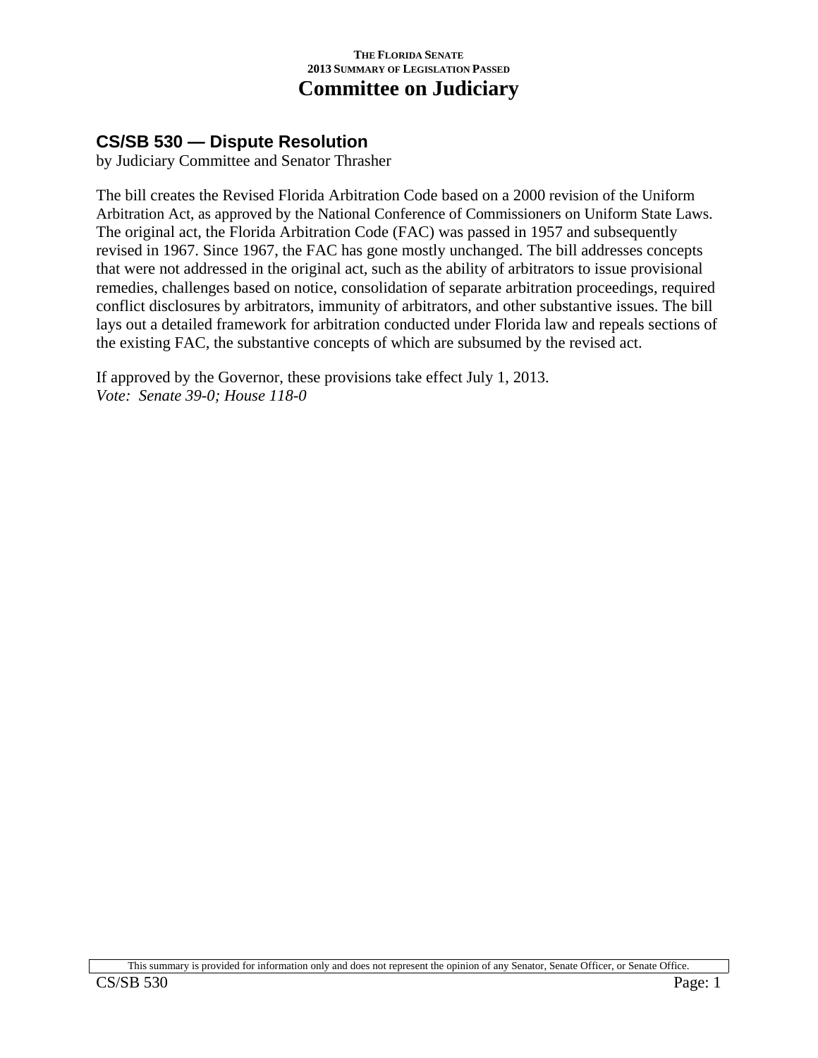## CS/SB 530 — Dispute Resolution

by Judiciary Committee and Senator Thrasher

The bill creates the Revised Florida Arbitration Code based on a 2000 revision of the Uniform Arbitration Act, as approved by the National Conference of Commissioners on Uniform State Laws. The original act, the Florida Arbitration Code (FAC) was passed in 1957 and subsequently revised in 1967. Since 1967, the FAC has gone mostly unchanged. The bill addresses concepts that were not addressed in the original act, such as the ability of arbitrators to issue provisional remedies, challenges based on notice, consolidation of separate arbitration proceedings, required conflict disclosures by arbitrators, immunity of arbitrators, and other substantive issues. The bill lays out a detailed framework for arbitration conducted under Florida law and repeals sections of the existing FAC, the substantive concepts of which are subsumed by the revised act.

If approved by the Governor, these provisions take effect July 1, 2013.
*Vote: Senate 39-0; House 118-0*

This summary is provided for information only and does not represent the opinion of any Senator, Senate Officer, or Senate Office.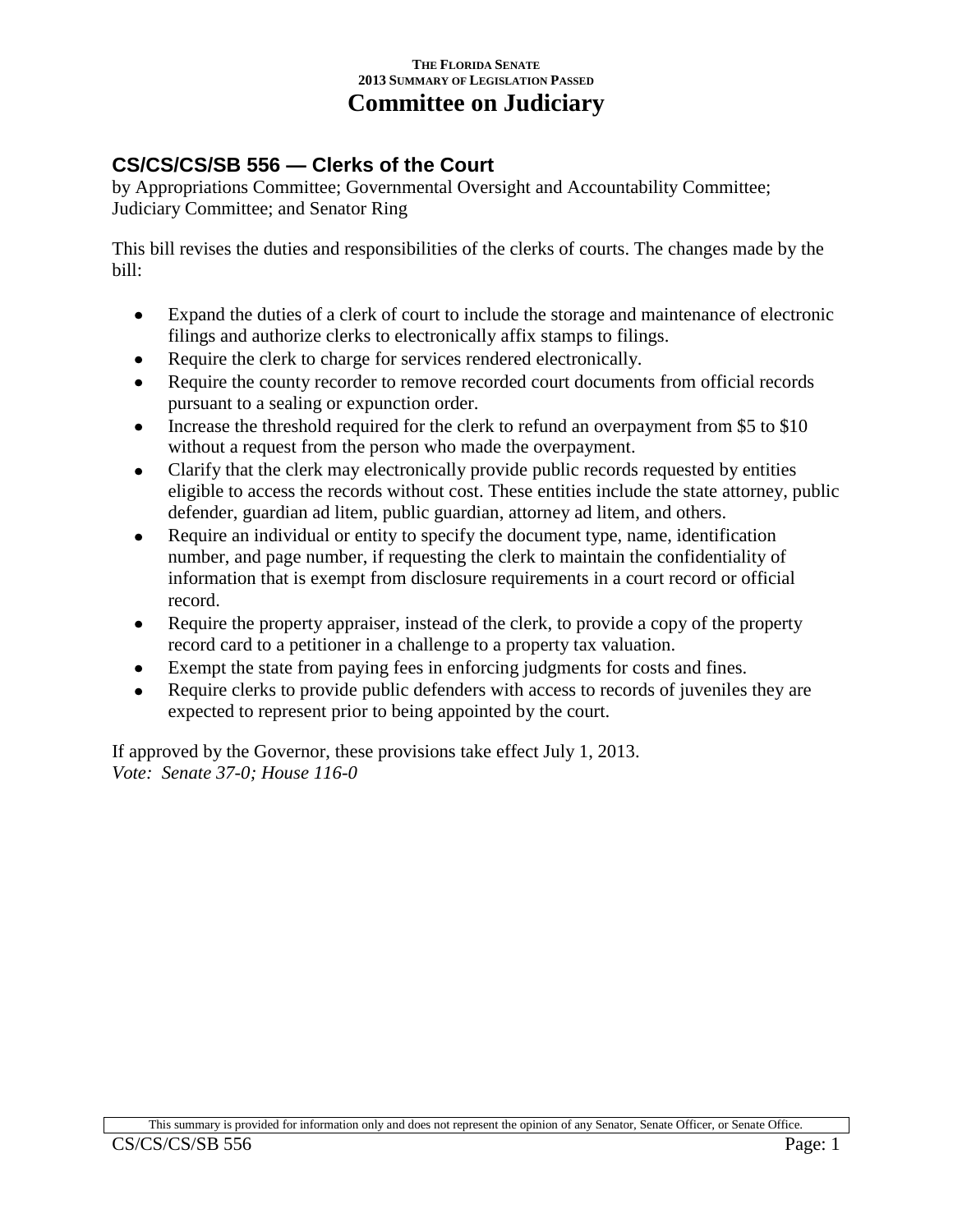## Committee on Judiciary

### CS/CS/CS/SB 556 — Clerks of the Court

by Appropriations Committee; Governmental Oversight and Accountability Committee; Judiciary Committee; and Senator Ring

This bill revises the duties and responsibilities of the clerks of courts. The changes made by the bill:

- Expand the duties of a clerk of court to include the storage and maintenance of electronic filings and authorize clerks to electronically affix stamps to filings.
- Require the clerk to charge for services rendered electronically.
- Require the county recorder to remove recorded court documents from official records pursuant to a sealing or expunction order.
- Increase the threshold required for the clerk to refund an overpayment from $5 to $10 without a request from the person who made the overpayment.
- Clarify that the clerk may electronically provide public records requested by entities eligible to access the records without cost. These entities include the state attorney, public defender, guardian ad litem, public guardian, attorney ad litem, and others.
- Require an individual or entity to specify the document type, name, identification number, and page number, if requesting the clerk to maintain the confidentiality of information that is exempt from disclosure requirements in a court record or official record.
- Require the property appraiser, instead of the clerk, to provide a copy of the property record card to a petitioner in a challenge to a property tax valuation.
- Exempt the state from paying fees in enforcing judgments for costs and fines.
- Require clerks to provide public defenders with access to records of juveniles they are expected to represent prior to being appointed by the court.

If approved by the Governor, these provisions take effect July 1, 2013.
*Vote: Senate 37-0; House 116-0*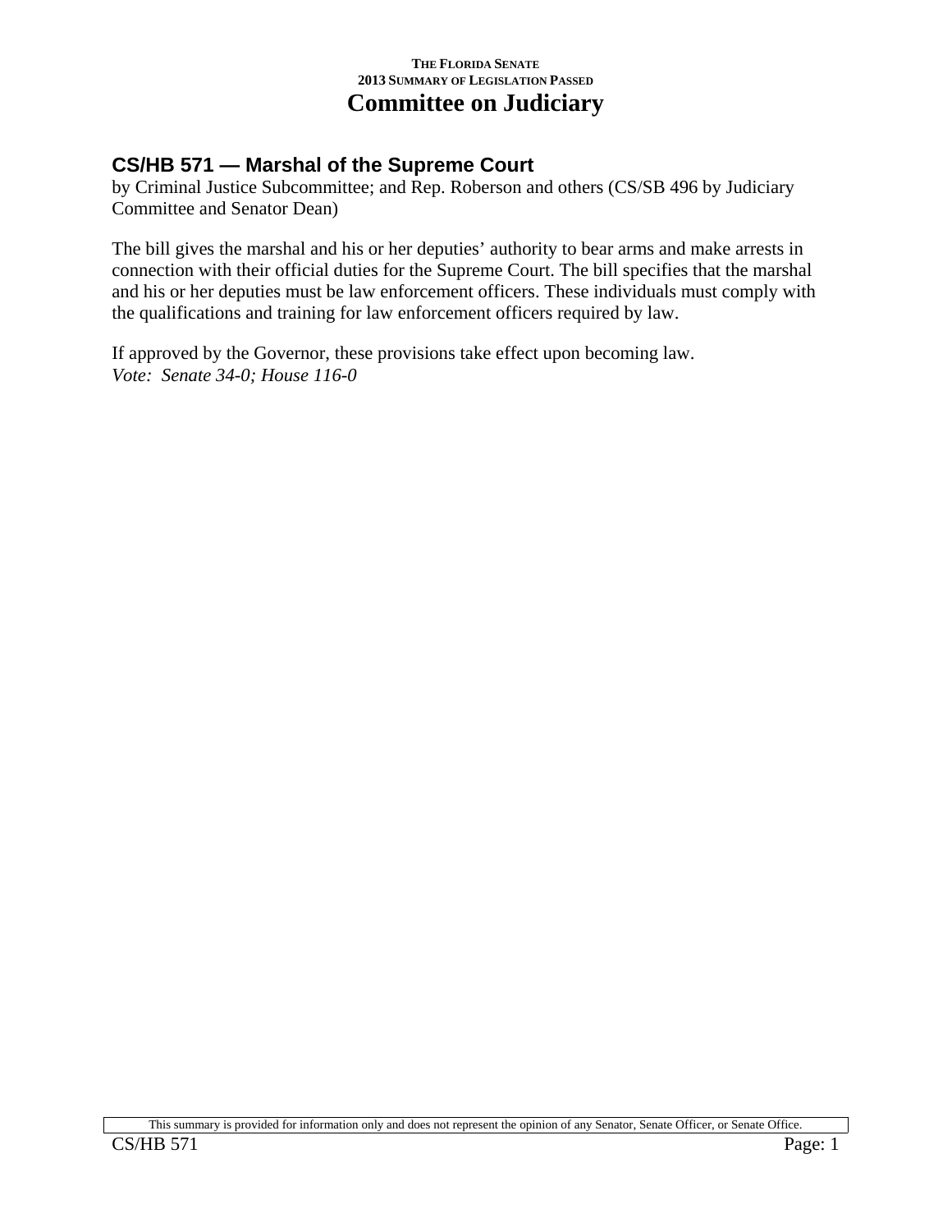## CS/HB 571 — Marshal of the Supreme Court

by Criminal Justice Subcommittee; and Rep. Roberson and others (CS/SB 496 by Judiciary Committee and Senator Dean)

The bill gives the marshal and his or her deputies' authority to bear arms and make arrests in connection with their official duties for the Supreme Court. The bill specifies that the marshal and his or her deputies must be law enforcement officers. These individuals must comply with the qualifications and training for law enforcement officers required by law.

If approved by the Governor, these provisions take effect upon becoming law.
*Vote: Senate 34-0; House 116-0*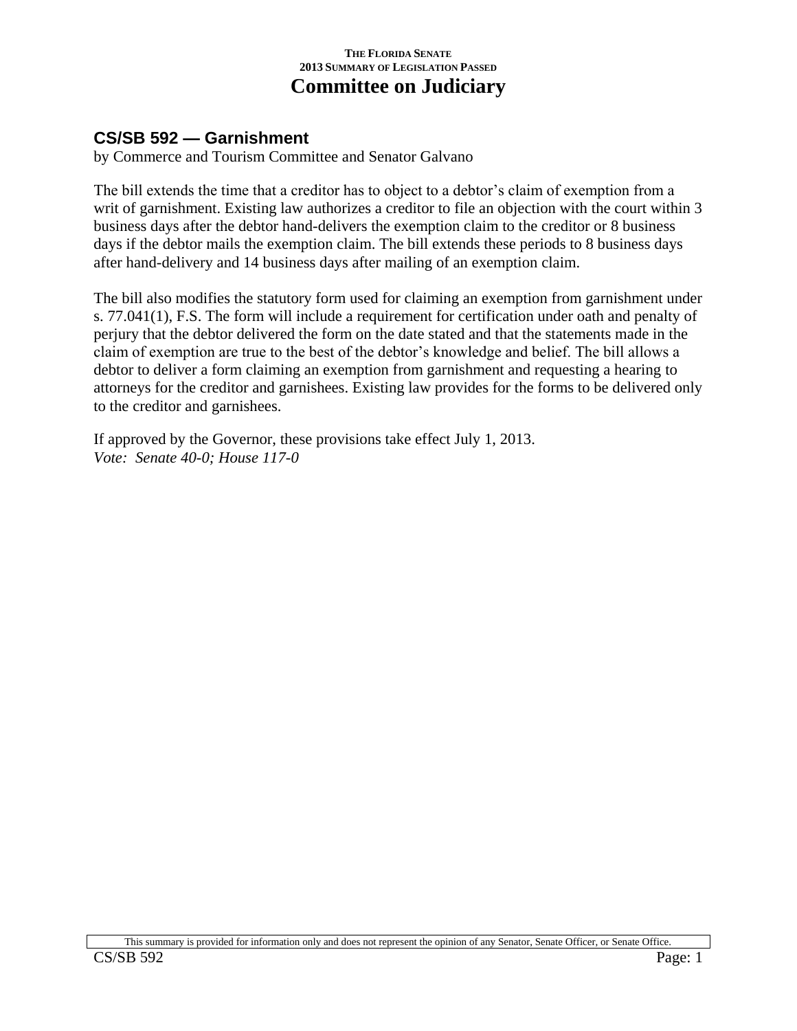## CS/SB 592 — Garnishment

by Commerce and Tourism Committee and Senator Galvano

The bill extends the time that a creditor has to object to a debtor's claim of exemption from a writ of garnishment. Existing law authorizes a creditor to file an objection with the court within 3 business days after the debtor hand-delivers the exemption claim to the creditor or 8 business days if the debtor mails the exemption claim. The bill extends these periods to 8 business days after hand-delivery and 14 business days after mailing of an exemption claim.

The bill also modifies the statutory form used for claiming an exemption from garnishment under s. 77.041(1), F.S. The form will include a requirement for certification under oath and penalty of perjury that the debtor delivered the form on the date stated and that the statements made in the claim of exemption are true to the best of the debtor's knowledge and belief. The bill allows a debtor to deliver a form claiming an exemption from garnishment and requesting a hearing to attorneys for the creditor and garnishees. Existing law provides for the forms to be delivered only to the creditor and garnishees.

If approved by the Governor, these provisions take effect July 1, 2013.

*Vote: Senate 40-0; House 117-0*

This summary is provided for information only and does not represent the opinion of any Senator, Senate Officer, or Senate Office.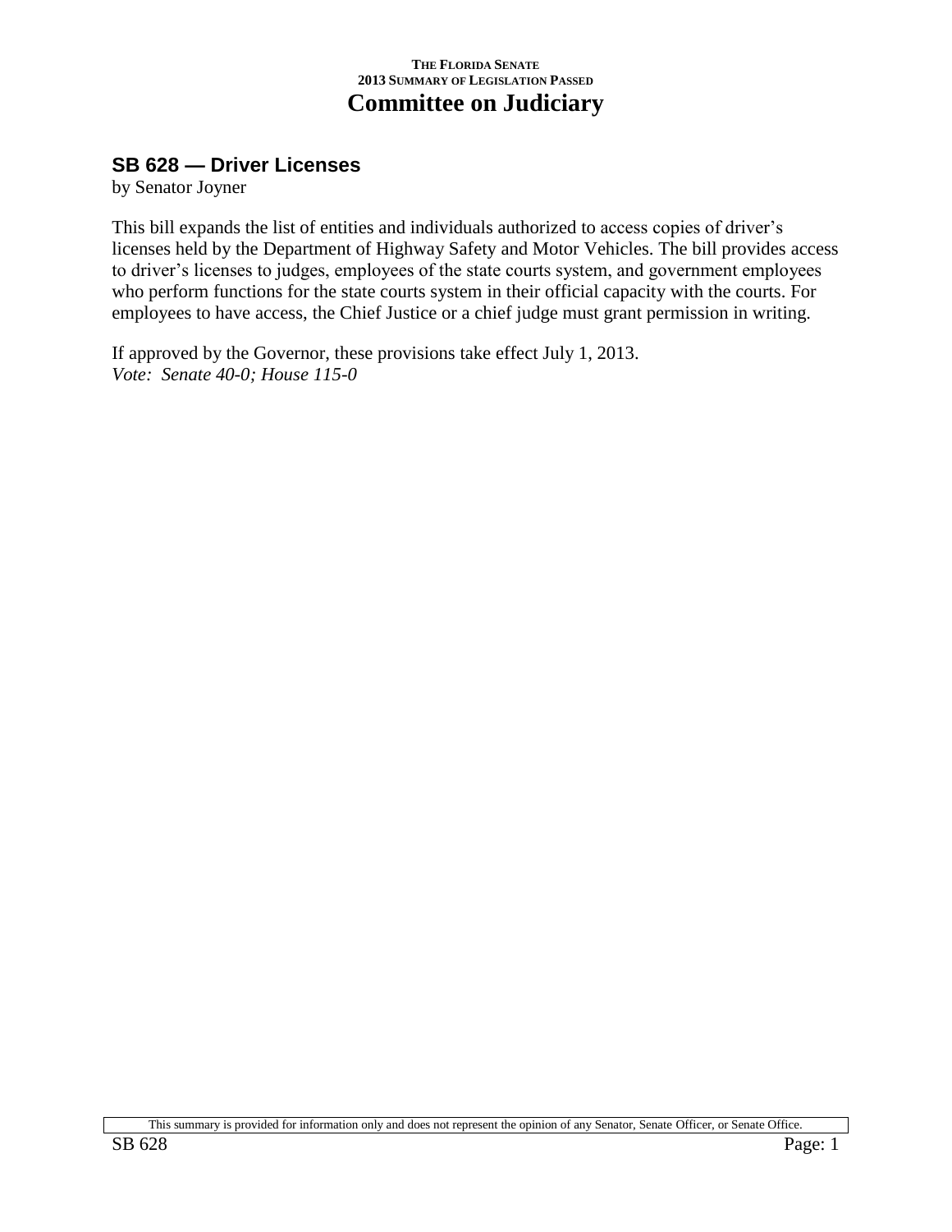## SB 628 — Driver Licenses

by Senator Joyner

This bill expands the list of entities and individuals authorized to access copies of driver's licenses held by the Department of Highway Safety and Motor Vehicles. The bill provides access to driver's licenses to judges, employees of the state courts system, and government employees who perform functions for the state courts system in their official capacity with the courts. For employees to have access, the Chief Justice or a chief judge must grant permission in writing.

If approved by the Governor, these provisions take effect July 1, 2013.
*Vote: Senate 40-0; House 115-0*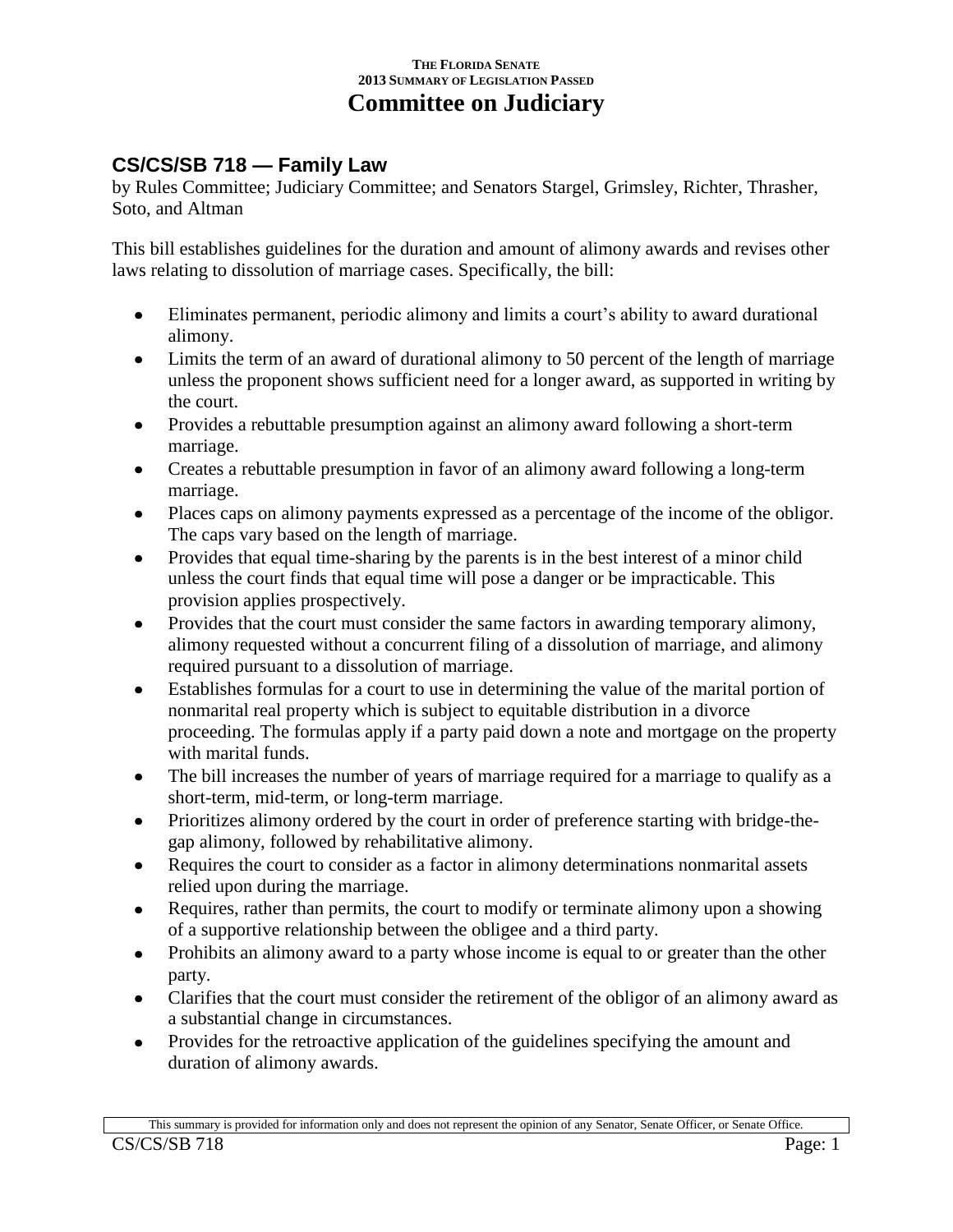THE FLORIDA SENATE
2013 SUMMARY OF LEGISLATION PASSED

# Committee on Judiciary

## CS/CS/SB 718 — Family Law

by Rules Committee; Judiciary Committee; and Senators Stargel, Grimsley, Richter, Thrasher, Soto, and Altman

This bill establishes guidelines for the duration and amount of alimony awards and revises other laws relating to dissolution of marriage cases. Specifically, the bill:

- Eliminates permanent, periodic alimony and limits a court's ability to award durational alimony.
- Limits the term of an award of durational alimony to 50 percent of the length of marriage unless the proponent shows sufficient need for a longer award, as supported in writing by the court.
- Provides a rebuttable presumption against an alimony award following a short-term marriage.
- Creates a rebuttable presumption in favor of an alimony award following a long-term marriage.
- Places caps on alimony payments expressed as a percentage of the income of the obligor. The caps vary based on the length of marriage.
- Provides that equal time-sharing by the parents is in the best interest of a minor child unless the court finds that equal time will pose a danger or be impracticable. This provision applies prospectively.
- Provides that the court must consider the same factors in awarding temporary alimony, alimony requested without a concurrent filing of a dissolution of marriage, and alimony required pursuant to a dissolution of marriage.
- Establishes formulas for a court to use in determining the value of the marital portion of nonmarital real property which is subject to equitable distribution in a divorce proceeding. The formulas apply if a party paid down a note and mortgage on the property with marital funds.
- The bill increases the number of years of marriage required for a marriage to qualify as a short-term, mid-term, or long-term marriage.
- Prioritizes alimony ordered by the court in order of preference starting with bridge-the-gap alimony, followed by rehabilitative alimony.
- Requires the court to consider as a factor in alimony determinations nonmarital assets relied upon during the marriage.
- Requires, rather than permits, the court to modify or terminate alimony upon a showing of a supportive relationship between the obligee and a third party.
- Prohibits an alimony award to a party whose income is equal to or greater than the other party.
- Clarifies that the court must consider the retirement of the obligor of an alimony award as a substantial change in circumstances.
- Provides for the retroactive application of the guidelines specifying the amount and duration of alimony awards.

This summary is provided for information only and does not represent the opinion of any Senator, Senate Officer, or Senate Office.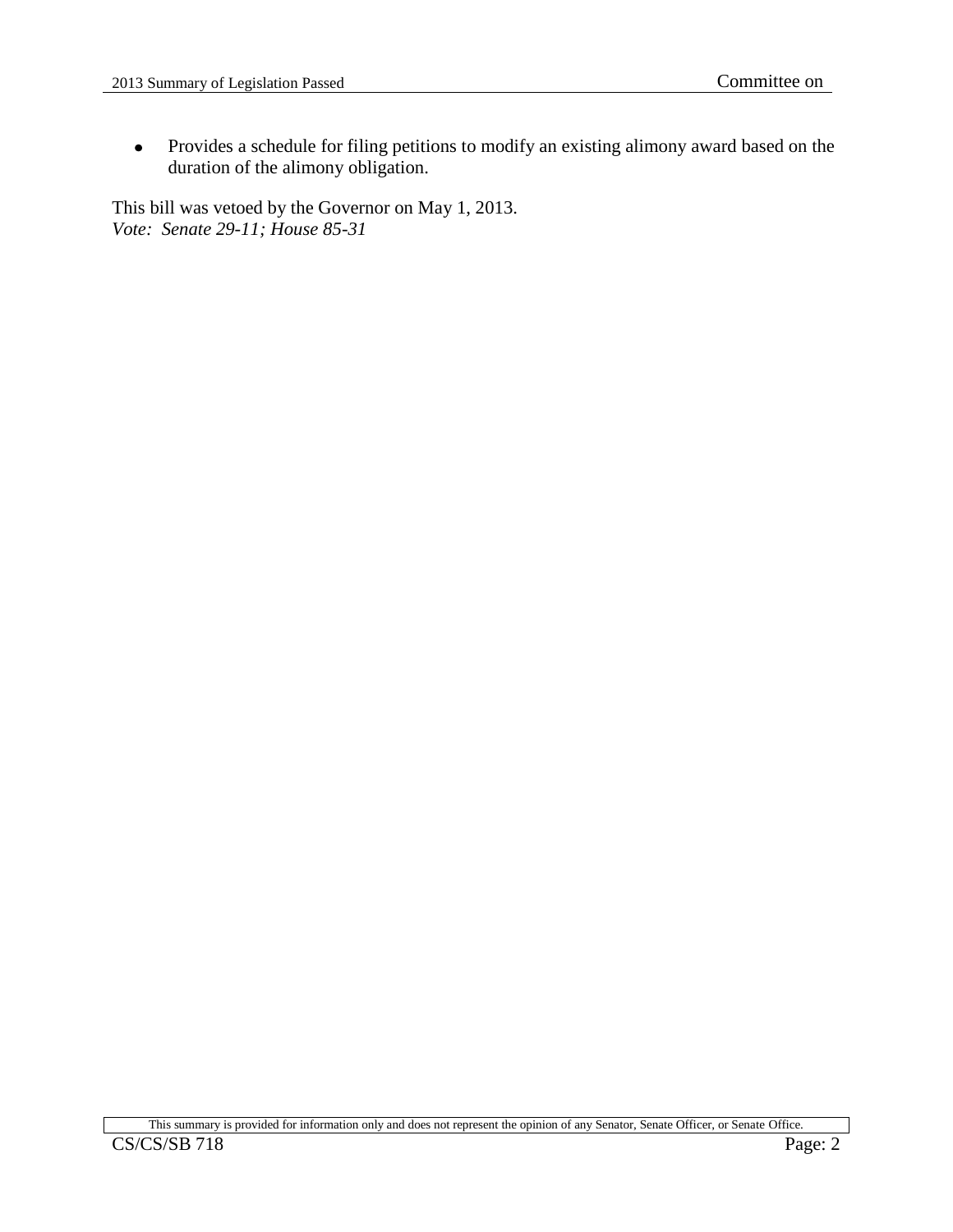- Provides a schedule for filing petitions to modify an existing alimony award based on the duration of the alimony obligation.

This bill was vetoed by the Governor on May 1, 2013.
*Vote: Senate 29-11; House 85-31*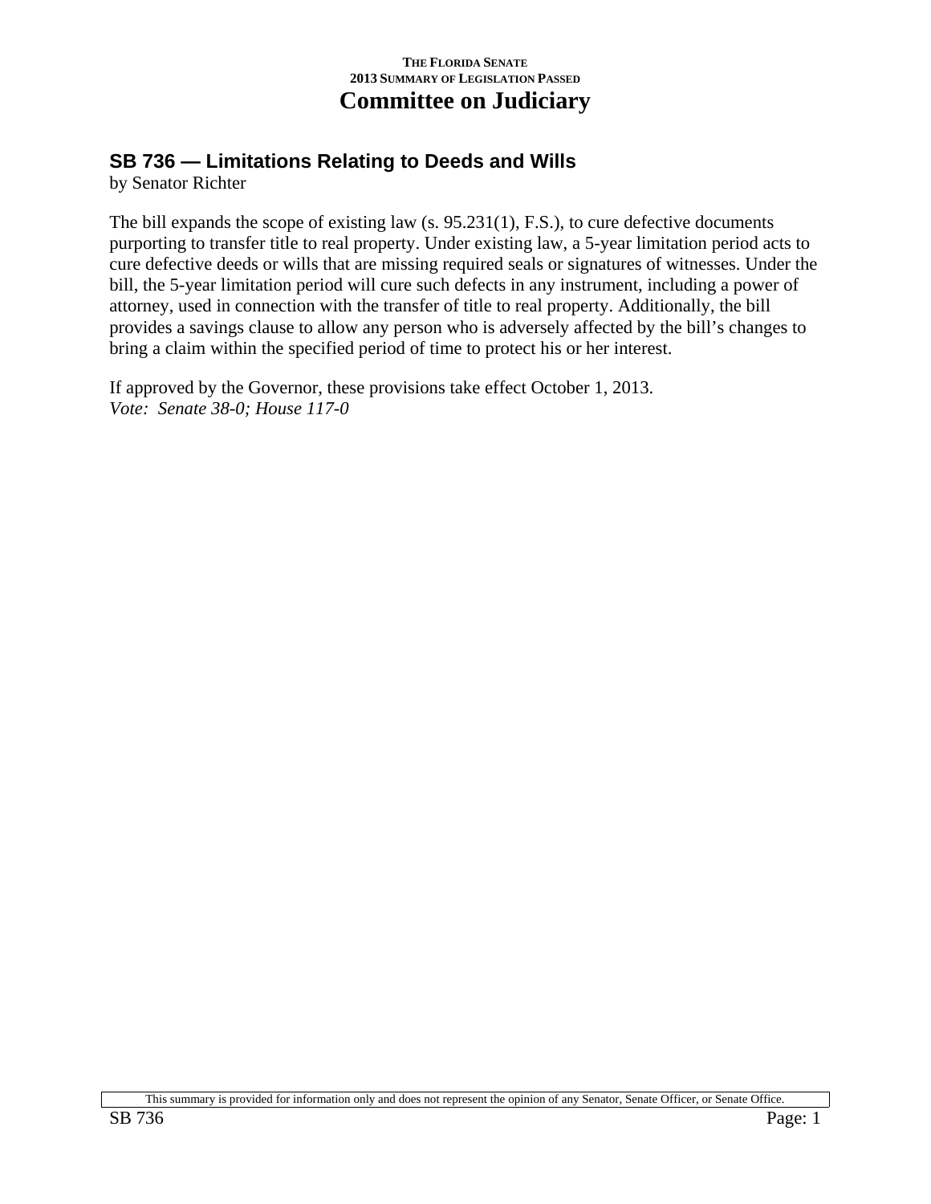THE FLORIDA SENATE
2013 SUMMARY OF LEGISLATION PASSED

# Committee on Judiciary

## SB 736 — Limitations Relating to Deeds and Wills

by Senator Richter

The bill expands the scope of existing law (s. 95.231(1), F.S.), to cure defective documents purporting to transfer title to real property. Under existing law, a 5-year limitation period acts to cure defective deeds or wills that are missing required seals or signatures of witnesses. Under the bill, the 5-year limitation period will cure such defects in any instrument, including a power of attorney, used in connection with the transfer of title to real property. Additionally, the bill provides a savings clause to allow any person who is adversely affected by the bill's changes to bring a claim within the specified period of time to protect his or her interest.

If approved by the Governor, these provisions take effect October 1, 2013.
*Vote: Senate 38-0; House 117-0*

This summary is provided for information only and does not represent the opinion of any Senator, Senate Officer, or Senate Office.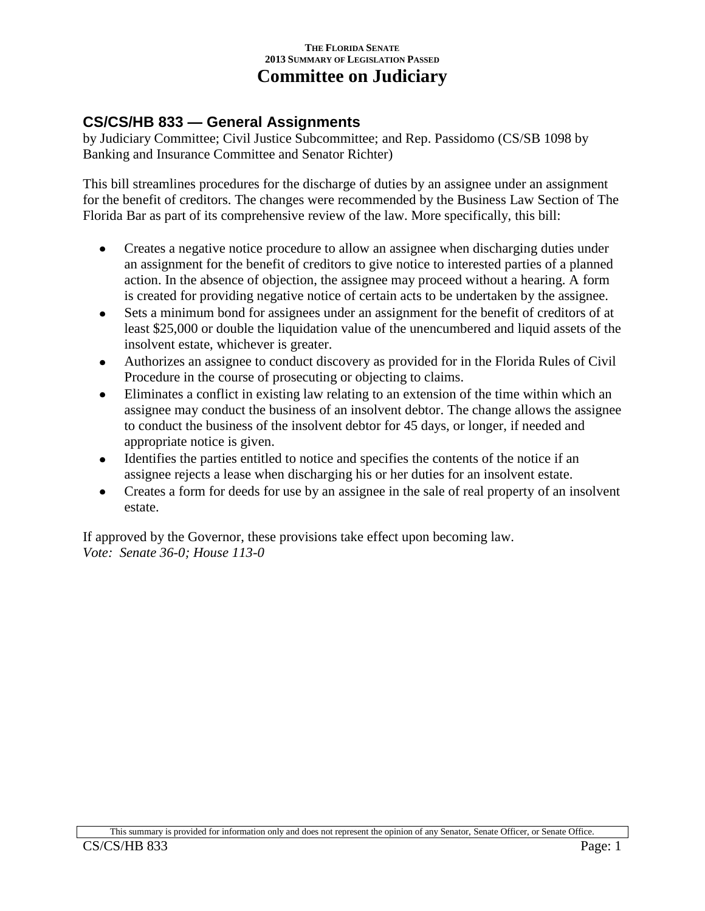**THE FLORIDA SENATE**
**2013 SUMMARY OF LEGISLATION PASSED**

# Committee on Judiciary

## CS/CS/HB 833 — General Assignments

by Judiciary Committee; Civil Justice Subcommittee; and Rep. Passidomo (CS/SB 1098 by Banking and Insurance Committee and Senator Richter)

This bill streamlines procedures for the discharge of duties by an assignee under an assignment for the benefit of creditors. The changes were recommended by the Business Law Section of The Florida Bar as part of its comprehensive review of the law. More specifically, this bill:

- Creates a negative notice procedure to allow an assignee when discharging duties under an assignment for the benefit of creditors to give notice to interested parties of a planned action. In the absence of objection, the assignee may proceed without a hearing. A form is created for providing negative notice of certain acts to be undertaken by the assignee.
- Sets a minimum bond for assignees under an assignment for the benefit of creditors of at least $25,000 or double the liquidation value of the unencumbered and liquid assets of the insolvent estate, whichever is greater.
- Authorizes an assignee to conduct discovery as provided for in the Florida Rules of Civil Procedure in the course of prosecuting or objecting to claims.
- Eliminates a conflict in existing law relating to an extension of the time within which an assignee may conduct the business of an insolvent debtor. The change allows the assignee to conduct the business of the insolvent debtor for 45 days, or longer, if needed and appropriate notice is given.
- Identifies the parties entitled to notice and specifies the contents of the notice if an assignee rejects a lease when discharging his or her duties for an insolvent estate.
- Creates a form for deeds for use by an assignee in the sale of real property of an insolvent estate.

If approved by the Governor, these provisions take effect upon becoming law.
*Vote: Senate 36-0; House 113-0*

This summary is provided for information only and does not represent the opinion of any Senator, Senate Officer, or Senate Office.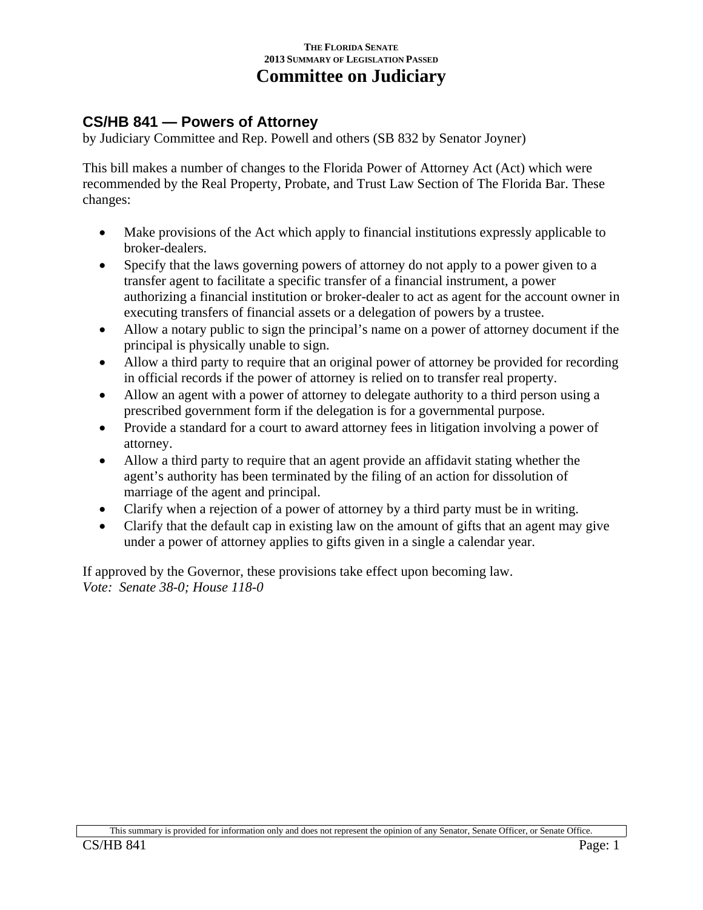THE FLORIDA SENATE
2013 SUMMARY OF LEGISLATION PASSED

# Committee on Judiciary

## CS/HB 841 — Powers of Attorney

by Judiciary Committee and Rep. Powell and others (SB 832 by Senator Joyner)

This bill makes a number of changes to the Florida Power of Attorney Act (Act) which were recommended by the Real Property, Probate, and Trust Law Section of The Florida Bar. These changes:

- Make provisions of the Act which apply to financial institutions expressly applicable to broker-dealers.
- Specify that the laws governing powers of attorney do not apply to a power given to a transfer agent to facilitate a specific transfer of a financial instrument, a power authorizing a financial institution or broker-dealer to act as agent for the account owner in executing transfers of financial assets or a delegation of powers by a trustee.
- Allow a notary public to sign the principal's name on a power of attorney document if the principal is physically unable to sign.
- Allow a third party to require that an original power of attorney be provided for recording in official records if the power of attorney is relied on to transfer real property.
- Allow an agent with a power of attorney to delegate authority to a third person using a prescribed government form if the delegation is for a governmental purpose.
- Provide a standard for a court to award attorney fees in litigation involving a power of attorney.
- Allow a third party to require that an agent provide an affidavit stating whether the agent's authority has been terminated by the filing of an action for dissolution of marriage of the agent and principal.
- Clarify when a rejection of a power of attorney by a third party must be in writing.
- Clarify that the default cap in existing law on the amount of gifts that an agent may give under a power of attorney applies to gifts given in a single a calendar year.

If approved by the Governor, these provisions take effect upon becoming law.
*Vote: Senate 38-0; House 118-0*

This summary is provided for information only and does not represent the opinion of any Senator, Senate Officer, or Senate Office.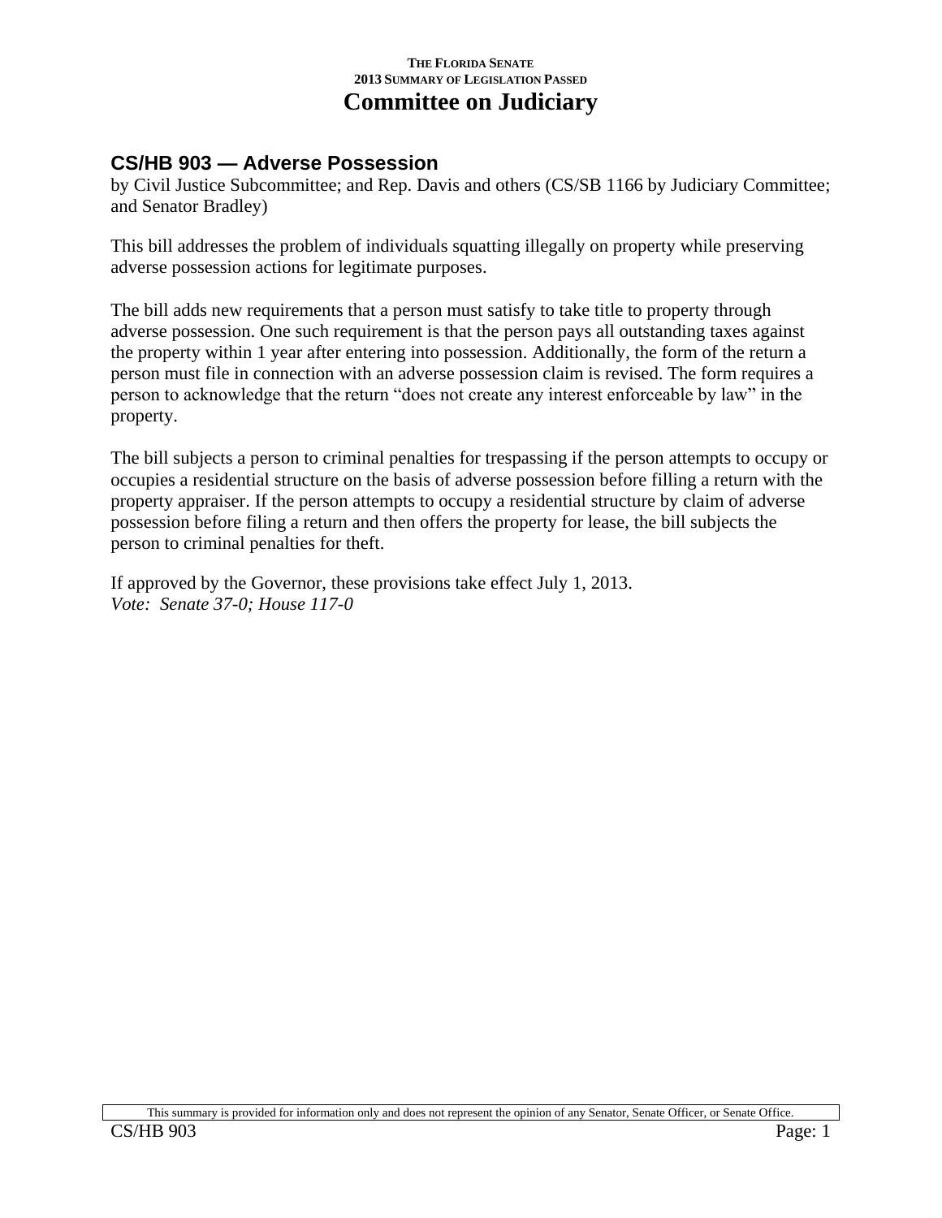## CS/HB 903 — Adverse Possession

by Civil Justice Subcommittee; and Rep. Davis and others (CS/SB 1166 by Judiciary Committee; and Senator Bradley)

This bill addresses the problem of individuals squatting illegally on property while preserving adverse possession actions for legitimate purposes.

The bill adds new requirements that a person must satisfy to take title to property through adverse possession. One such requirement is that the person pays all outstanding taxes against the property within 1 year after entering into possession. Additionally, the form of the return a person must file in connection with an adverse possession claim is revised. The form requires a person to acknowledge that the return "does not create any interest enforceable by law" in the property.

The bill subjects a person to criminal penalties for trespassing if the person attempts to occupy or occupies a residential structure on the basis of adverse possession before filling a return with the property appraiser. If the person attempts to occupy a residential structure by claim of adverse possession before filing a return and then offers the property for lease, the bill subjects the person to criminal penalties for theft.

If approved by the Governor, these provisions take effect July 1, 2013.
*Vote: Senate 37-0; House 117-0*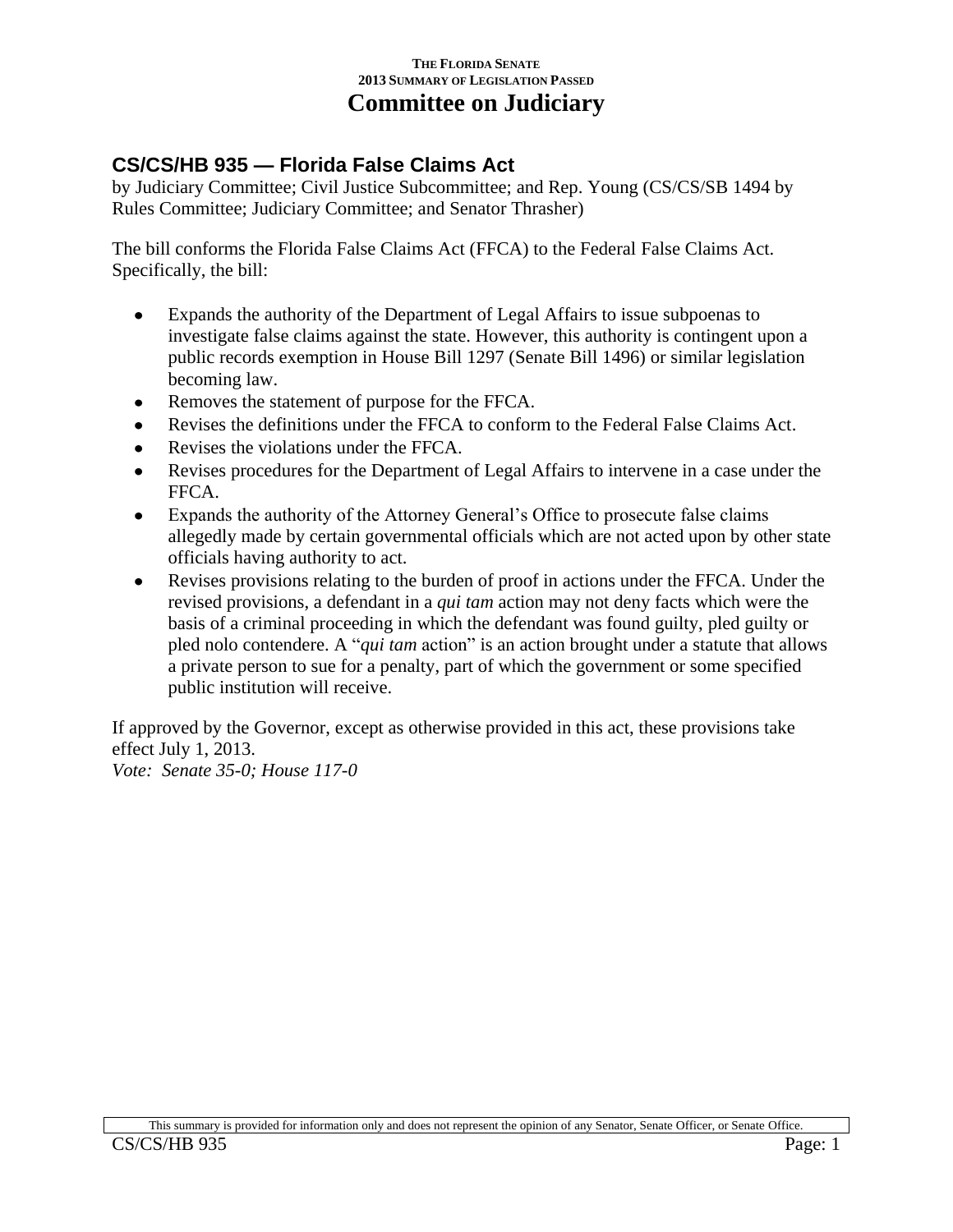## CS/CS/HB 935 — Florida False Claims Act

by Judiciary Committee; Civil Justice Subcommittee; and Rep. Young (CS/CS/SB 1494 by Rules Committee; Judiciary Committee; and Senator Thrasher)

The bill conforms the Florida False Claims Act (FFCA) to the Federal False Claims Act. Specifically, the bill:

- Expands the authority of the Department of Legal Affairs to issue subpoenas to investigate false claims against the state. However, this authority is contingent upon a public records exemption in House Bill 1297 (Senate Bill 1496) or similar legislation becoming law.
- Removes the statement of purpose for the FFCA.
- Revises the definitions under the FFCA to conform to the Federal False Claims Act.
- Revises the violations under the FFCA.
- Revises procedures for the Department of Legal Affairs to intervene in a case under the FFCA.
- Expands the authority of the Attorney General's Office to prosecute false claims allegedly made by certain governmental officials which are not acted upon by other state officials having authority to act.
- Revises provisions relating to the burden of proof in actions under the FFCA. Under the revised provisions, a defendant in a *qui tam* action may not deny facts which were the basis of a criminal proceeding in which the defendant was found guilty, pled guilty or pled nolo contendere. A "*qui tam* action" is an action brought under a statute that allows a private person to sue for a penalty, part of which the government or some specified public institution will receive.

If approved by the Governor, except as otherwise provided in this act, these provisions take effect July 1, 2013.
*Vote: Senate 35-0; House 117-0*

This summary is provided for information only and does not represent the opinion of any Senator, Senate Officer, or Senate Office.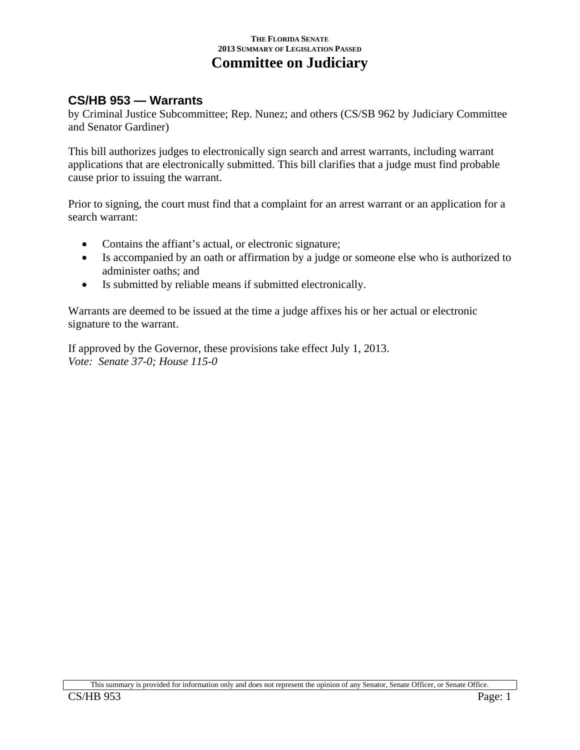## CS/HB 953 — Warrants

by Criminal Justice Subcommittee; Rep. Nunez; and others (CS/SB 962 by Judiciary Committee and Senator Gardiner)

This bill authorizes judges to electronically sign search and arrest warrants, including warrant applications that are electronically submitted. This bill clarifies that a judge must find probable cause prior to issuing the warrant.

Prior to signing, the court must find that a complaint for an arrest warrant or an application for a search warrant:

- Contains the affiant's actual, or electronic signature;
- Is accompanied by an oath or affirmation by a judge or someone else who is authorized to administer oaths; and
- Is submitted by reliable means if submitted electronically.

Warrants are deemed to be issued at the time a judge affixes his or her actual or electronic signature to the warrant.

If approved by the Governor, these provisions take effect July 1, 2013.
*Vote: Senate 37-0; House 115-0*

This summary is provided for information only and does not represent the opinion of any Senator, Senate Officer, or Senate Office.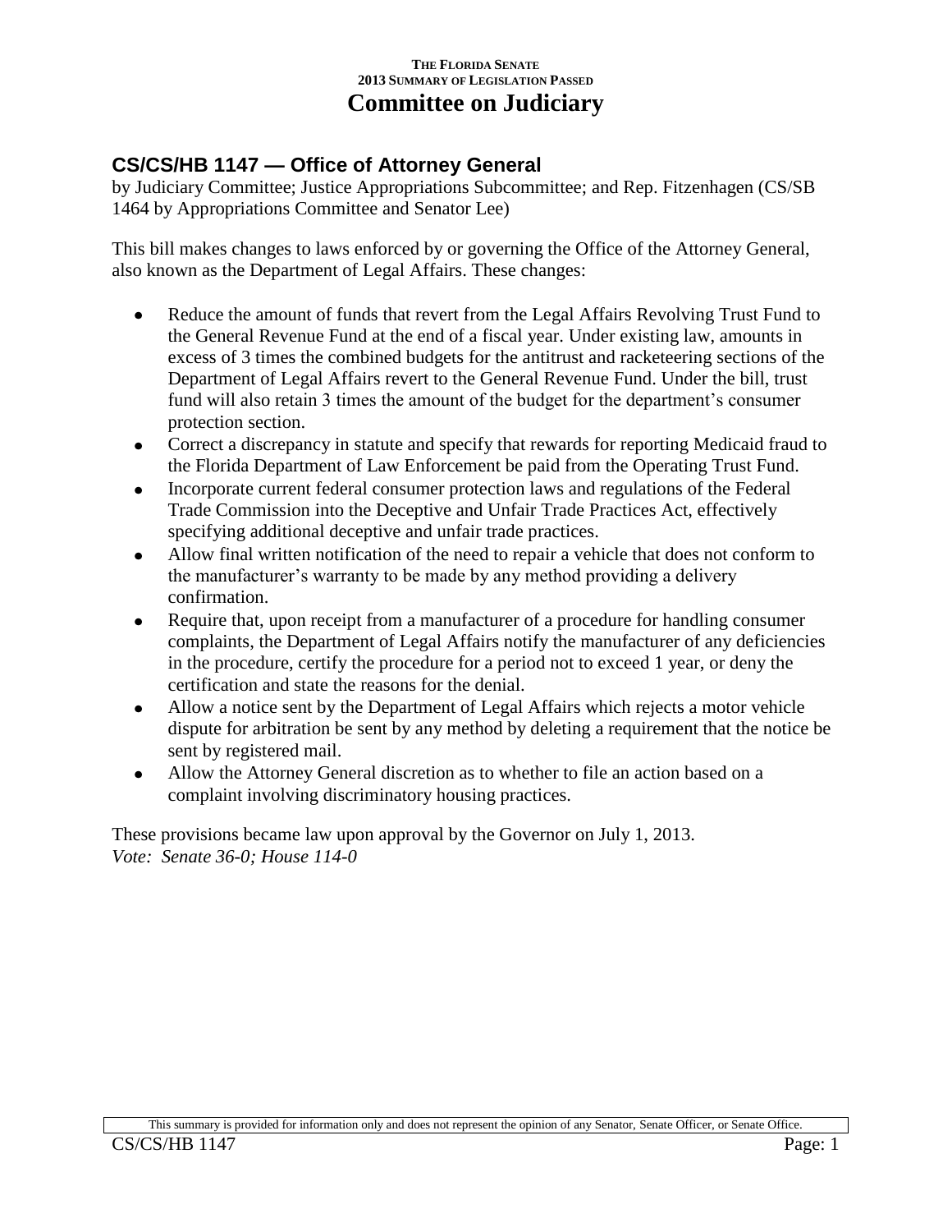THE FLORIDA SENATE
2013 SUMMARY OF LEGISLATION PASSED

# Committee on Judiciary

## CS/CS/HB 1147 — Office of Attorney General

by Judiciary Committee; Justice Appropriations Subcommittee; and Rep. Fitzenhagen (CS/SB 1464 by Appropriations Committee and Senator Lee)

This bill makes changes to laws enforced by or governing the Office of the Attorney General, also known as the Department of Legal Affairs. These changes:

- Reduce the amount of funds that revert from the Legal Affairs Revolving Trust Fund to the General Revenue Fund at the end of a fiscal year. Under existing law, amounts in excess of 3 times the combined budgets for the antitrust and racketeering sections of the Department of Legal Affairs revert to the General Revenue Fund. Under the bill, trust fund will also retain 3 times the amount of the budget for the department's consumer protection section.
- Correct a discrepancy in statute and specify that rewards for reporting Medicaid fraud to the Florida Department of Law Enforcement be paid from the Operating Trust Fund.
- Incorporate current federal consumer protection laws and regulations of the Federal Trade Commission into the Deceptive and Unfair Trade Practices Act, effectively specifying additional deceptive and unfair trade practices.
- Allow final written notification of the need to repair a vehicle that does not conform to the manufacturer's warranty to be made by any method providing a delivery confirmation.
- Require that, upon receipt from a manufacturer of a procedure for handling consumer complaints, the Department of Legal Affairs notify the manufacturer of any deficiencies in the procedure, certify the procedure for a period not to exceed 1 year, or deny the certification and state the reasons for the denial.
- Allow a notice sent by the Department of Legal Affairs which rejects a motor vehicle dispute for arbitration be sent by any method by deleting a requirement that the notice be sent by registered mail.
- Allow the Attorney General discretion as to whether to file an action based on a complaint involving discriminatory housing practices.

These provisions became law upon approval by the Governor on July 1, 2013.
*Vote: Senate 36-0; House 114-0*

This summary is provided for information only and does not represent the opinion of any Senator, Senate Officer, or Senate Office.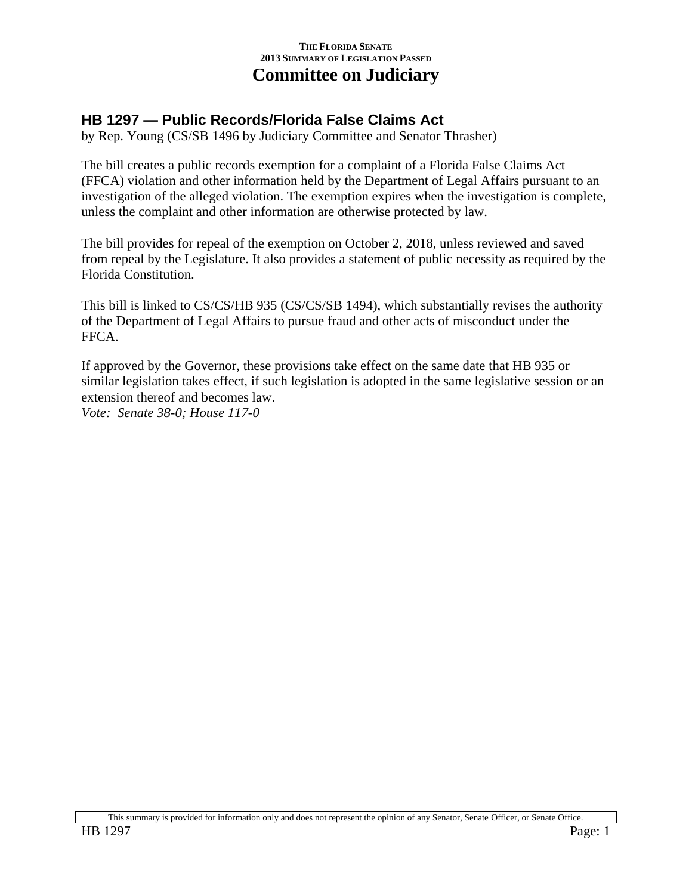## HB 1297 — Public Records/Florida False Claims Act

by Rep. Young (CS/SB 1496 by Judiciary Committee and Senator Thrasher)

The bill creates a public records exemption for a complaint of a Florida False Claims Act (FFCA) violation and other information held by the Department of Legal Affairs pursuant to an investigation of the alleged violation. The exemption expires when the investigation is complete, unless the complaint and other information are otherwise protected by law.

The bill provides for repeal of the exemption on October 2, 2018, unless reviewed and saved from repeal by the Legislature. It also provides a statement of public necessity as required by the Florida Constitution.

This bill is linked to CS/CS/HB 935 (CS/CS/SB 1494), which substantially revises the authority of the Department of Legal Affairs to pursue fraud and other acts of misconduct under the FFCA.

If approved by the Governor, these provisions take effect on the same date that HB 935 or similar legislation takes effect, if such legislation is adopted in the same legislative session or an extension thereof and becomes law.

*Vote: Senate 38-0; House 117-0*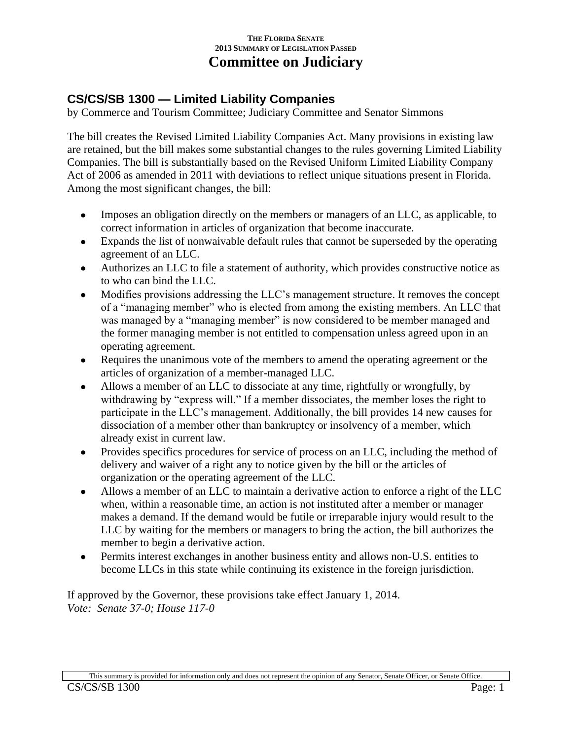THE FLORIDA SENATE
2013 SUMMARY OF LEGISLATION PASSED

# Committee on Judiciary

## CS/CS/SB 1300 — Limited Liability Companies

by Commerce and Tourism Committee; Judiciary Committee and Senator Simmons

The bill creates the Revised Limited Liability Companies Act. Many provisions in existing law are retained, but the bill makes some substantial changes to the rules governing Limited Liability Companies. The bill is substantially based on the Revised Uniform Limited Liability Company Act of 2006 as amended in 2011 with deviations to reflect unique situations present in Florida. Among the most significant changes, the bill:

- Imposes an obligation directly on the members or managers of an LLC, as applicable, to correct information in articles of organization that become inaccurate.
- Expands the list of nonwaivable default rules that cannot be superseded by the operating agreement of an LLC.
- Authorizes an LLC to file a statement of authority, which provides constructive notice as to who can bind the LLC.
- Modifies provisions addressing the LLC's management structure. It removes the concept of a "managing member" who is elected from among the existing members. An LLC that was managed by a "managing member" is now considered to be member managed and the former managing member is not entitled to compensation unless agreed upon in an operating agreement.
- Requires the unanimous vote of the members to amend the operating agreement or the articles of organization of a member-managed LLC.
- Allows a member of an LLC to dissociate at any time, rightfully or wrongfully, by withdrawing by "express will." If a member dissociates, the member loses the right to participate in the LLC's management. Additionally, the bill provides 14 new causes for dissociation of a member other than bankruptcy or insolvency of a member, which already exist in current law.
- Provides specifics procedures for service of process on an LLC, including the method of delivery and waiver of a right any to notice given by the bill or the articles of organization or the operating agreement of the LLC.
- Allows a member of an LLC to maintain a derivative action to enforce a right of the LLC when, within a reasonable time, an action is not instituted after a member or manager makes a demand. If the demand would be futile or irreparable injury would result to the LLC by waiting for the members or managers to bring the action, the bill authorizes the member to begin a derivative action.
- Permits interest exchanges in another business entity and allows non-U.S. entities to become LLCs in this state while continuing its existence in the foreign jurisdiction.

If approved by the Governor, these provisions take effect January 1, 2014.
*Vote: Senate 37-0; House 117-0*

This summary is provided for information only and does not represent the opinion of any Senator, Senate Officer, or Senate Office.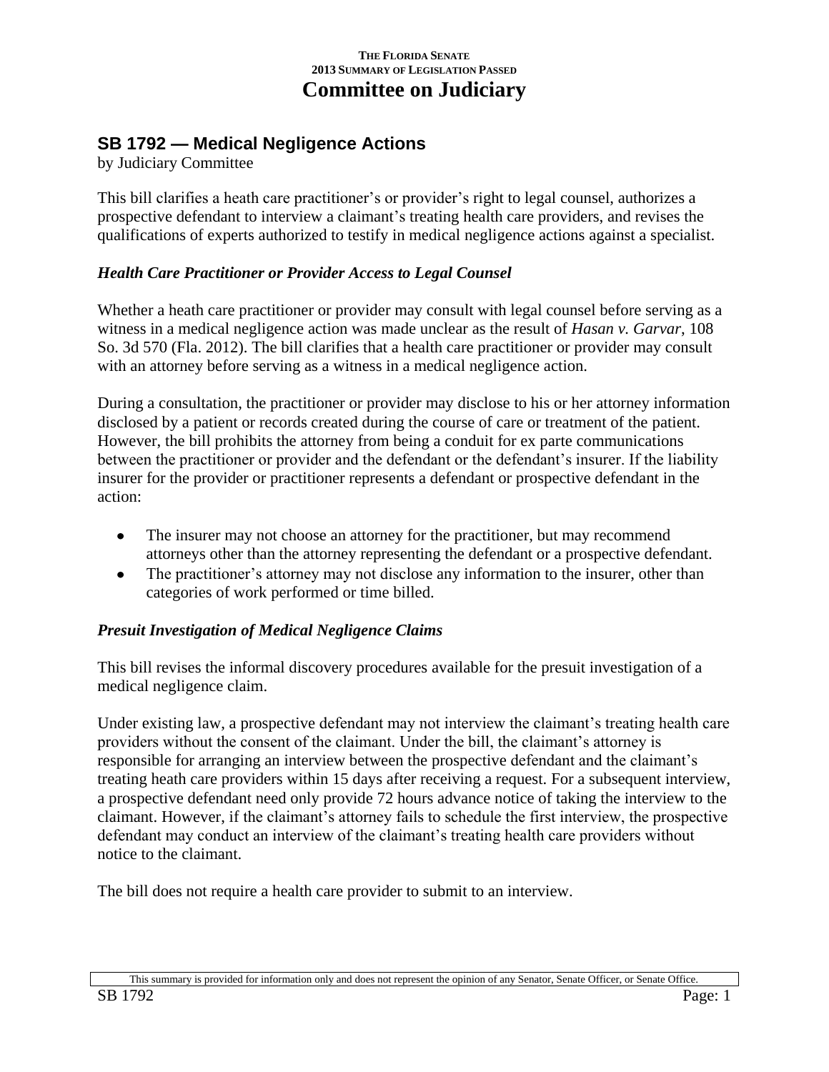THE FLORIDA SENATE
2013 SUMMARY OF LEGISLATION PASSED

# Committee on Judiciary

## SB 1792 — Medical Negligence Actions

by Judiciary Committee

This bill clarifies a heath care practitioner's or provider's right to legal counsel, authorizes a prospective defendant to interview a claimant's treating health care providers, and revises the qualifications of experts authorized to testify in medical negligence actions against a specialist.

### *Health Care Practitioner or Provider Access to Legal Counsel*

Whether a heath care practitioner or provider may consult with legal counsel before serving as a witness in a medical negligence action was made unclear as the result of *Hasan v. Garvar*, 108 So. 3d 570 (Fla. 2012). The bill clarifies that a health care practitioner or provider may consult with an attorney before serving as a witness in a medical negligence action.

During a consultation, the practitioner or provider may disclose to his or her attorney information disclosed by a patient or records created during the course of care or treatment of the patient. However, the bill prohibits the attorney from being a conduit for ex parte communications between the practitioner or provider and the defendant or the defendant's insurer. If the liability insurer for the provider or practitioner represents a defendant or prospective defendant in the action:

- The insurer may not choose an attorney for the practitioner, but may recommend attorneys other than the attorney representing the defendant or a prospective defendant.
- The practitioner's attorney may not disclose any information to the insurer, other than categories of work performed or time billed.

### *Presuit Investigation of Medical Negligence Claims*

This bill revises the informal discovery procedures available for the presuit investigation of a medical negligence claim.

Under existing law, a prospective defendant may not interview the claimant's treating health care providers without the consent of the claimant. Under the bill, the claimant's attorney is responsible for arranging an interview between the prospective defendant and the claimant's treating heath care providers within 15 days after receiving a request. For a subsequent interview, a prospective defendant need only provide 72 hours advance notice of taking the interview to the claimant. However, if the claimant's attorney fails to schedule the first interview, the prospective defendant may conduct an interview of the claimant's treating health care providers without notice to the claimant.

The bill does not require a health care provider to submit to an interview.

This summary is provided for information only and does not represent the opinion of any Senator, Senate Officer, or Senate Office.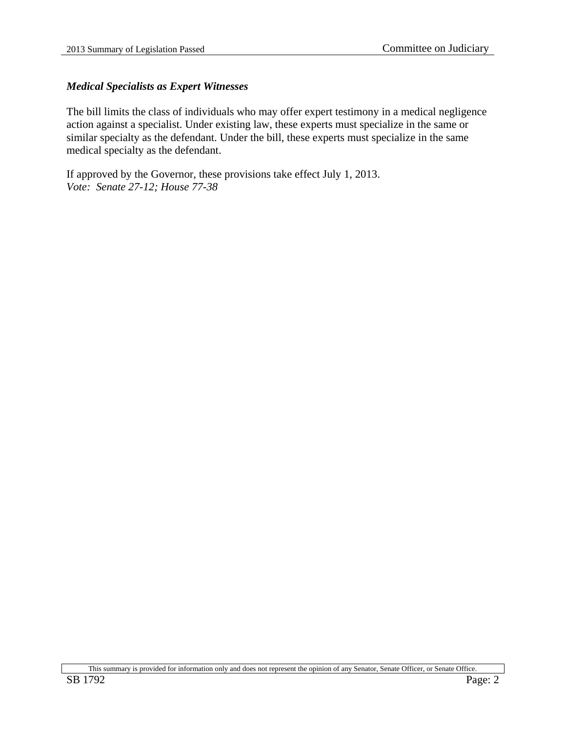### *Medical Specialists as Expert Witnesses*

The bill limits the class of individuals who may offer expert testimony in a medical negligence action against a specialist. Under existing law, these experts must specialize in the same or similar specialty as the defendant. Under the bill, these experts must specialize in the same medical specialty as the defendant.

If approved by the Governor, these provisions take effect July 1, 2013.
*Vote: Senate 27-12; House 77-38*

This summary is provided for information only and does not represent the opinion of any Senator, Senate Officer, or Senate Office.

SB 1792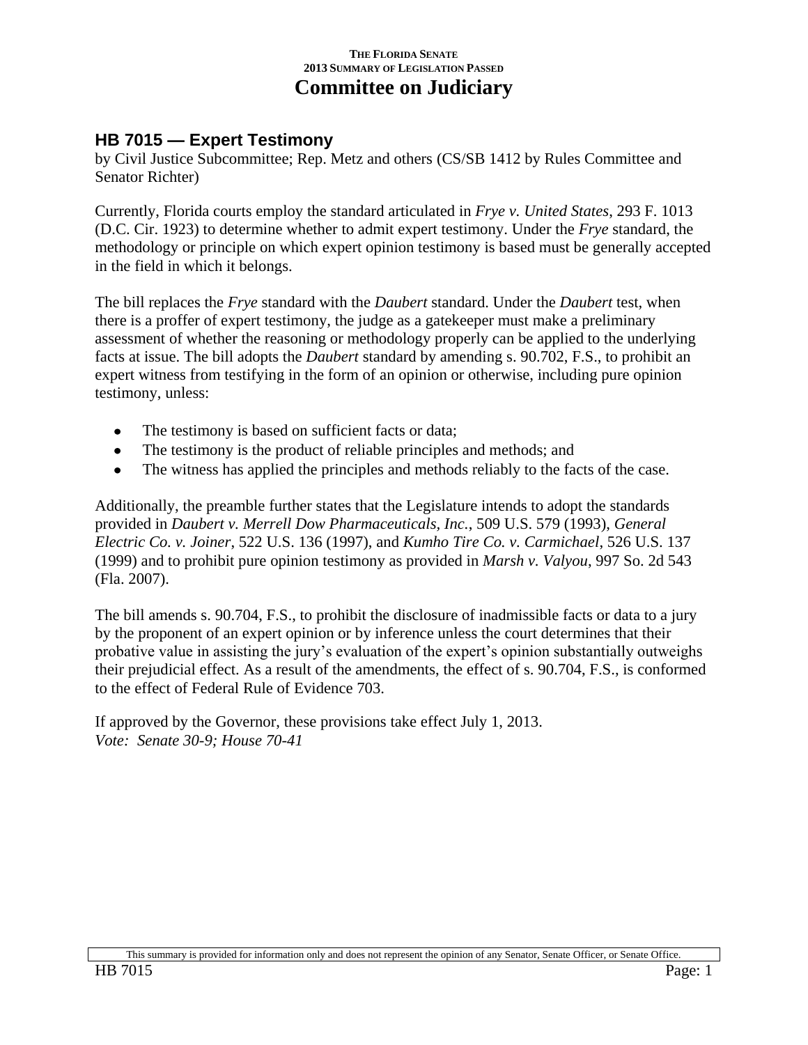# HB 7015 — Expert Testimony

by Civil Justice Subcommittee; Rep. Metz and others (CS/SB 1412 by Rules Committee and Senator Richter)

Currently, Florida courts employ the standard articulated in *Frye v. United States*, 293 F. 1013 (D.C. Cir. 1923) to determine whether to admit expert testimony. Under the *Frye* standard, the methodology or principle on which expert opinion testimony is based must be generally accepted in the field in which it belongs.

The bill replaces the *Frye* standard with the *Daubert* standard. Under the *Daubert* test, when there is a proffer of expert testimony, the judge as a gatekeeper must make a preliminary assessment of whether the reasoning or methodology properly can be applied to the underlying facts at issue. The bill adopts the *Daubert* standard by amending s. 90.702, F.S., to prohibit an expert witness from testifying in the form of an opinion or otherwise, including pure opinion testimony, unless:

- The testimony is based on sufficient facts or data;
- The testimony is the product of reliable principles and methods; and
- The witness has applied the principles and methods reliably to the facts of the case.

Additionally, the preamble further states that the Legislature intends to adopt the standards provided in *Daubert v. Merrell Dow Pharmaceuticals, Inc.*, 509 U.S. 579 (1993), *General Electric Co. v. Joiner*, 522 U.S. 136 (1997), and *Kumho Tire Co. v. Carmichael*, 526 U.S. 137 (1999) and to prohibit pure opinion testimony as provided in *Marsh v. Valyou*, 997 So. 2d 543 (Fla. 2007).

The bill amends s. 90.704, F.S., to prohibit the disclosure of inadmissible facts or data to a jury by the proponent of an expert opinion or by inference unless the court determines that their probative value in assisting the jury's evaluation of the expert's opinion substantially outweighs their prejudicial effect. As a result of the amendments, the effect of s. 90.704, F.S., is conformed to the effect of Federal Rule of Evidence 703.

If approved by the Governor, these provisions take effect July 1, 2013.
*Vote: Senate 30-9; House 70-41*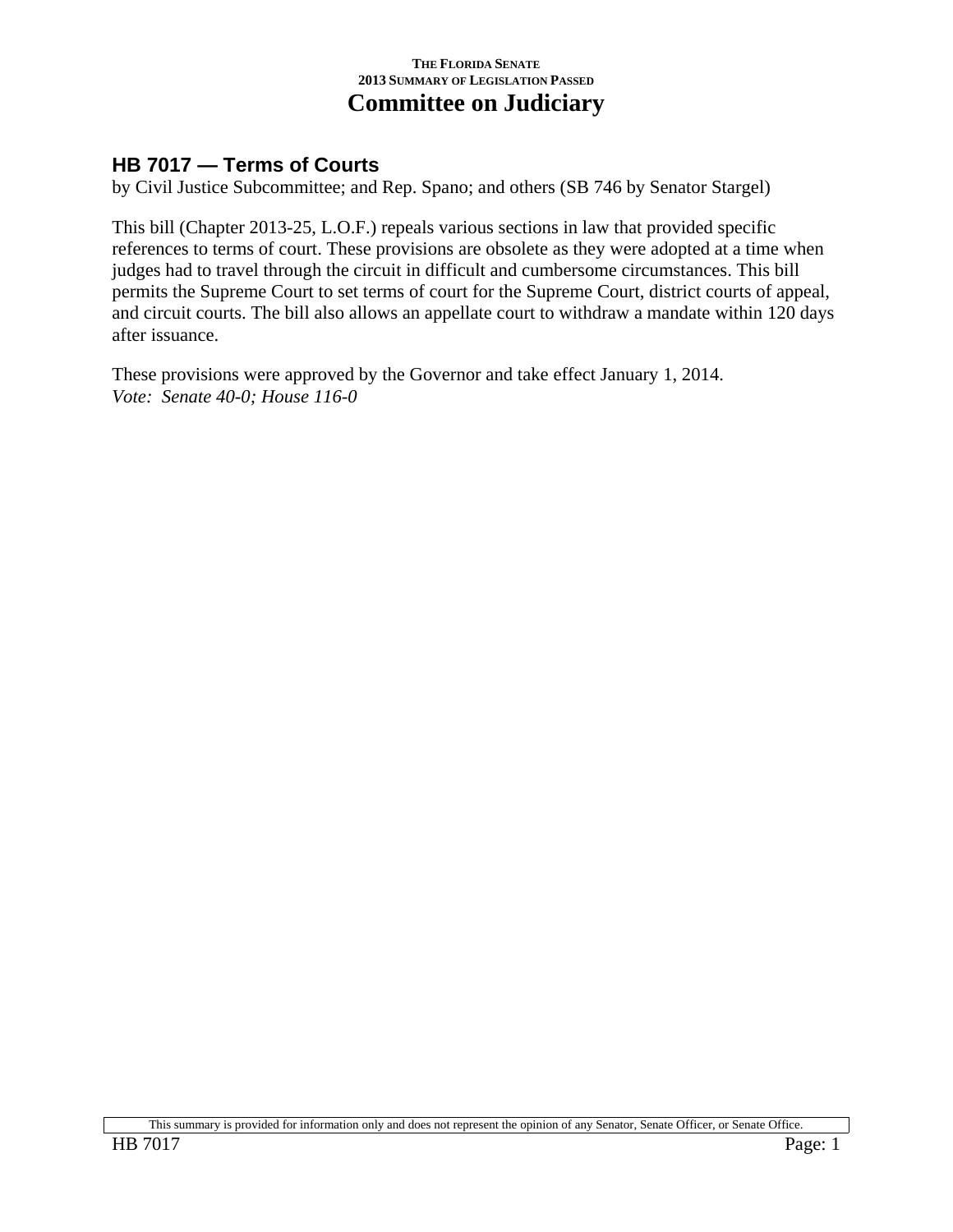## HB 7017 — Terms of Courts

by Civil Justice Subcommittee; and Rep. Spano; and others (SB 746 by Senator Stargel)

This bill (Chapter 2013-25, L.O.F.) repeals various sections in law that provided specific references to terms of court. These provisions are obsolete as they were adopted at a time when judges had to travel through the circuit in difficult and cumbersome circumstances. This bill permits the Supreme Court to set terms of court for the Supreme Court, district courts of appeal, and circuit courts. The bill also allows an appellate court to withdraw a mandate within 120 days after issuance.

These provisions were approved by the Governor and take effect January 1, 2014.
*Vote: Senate 40-0; House 116-0*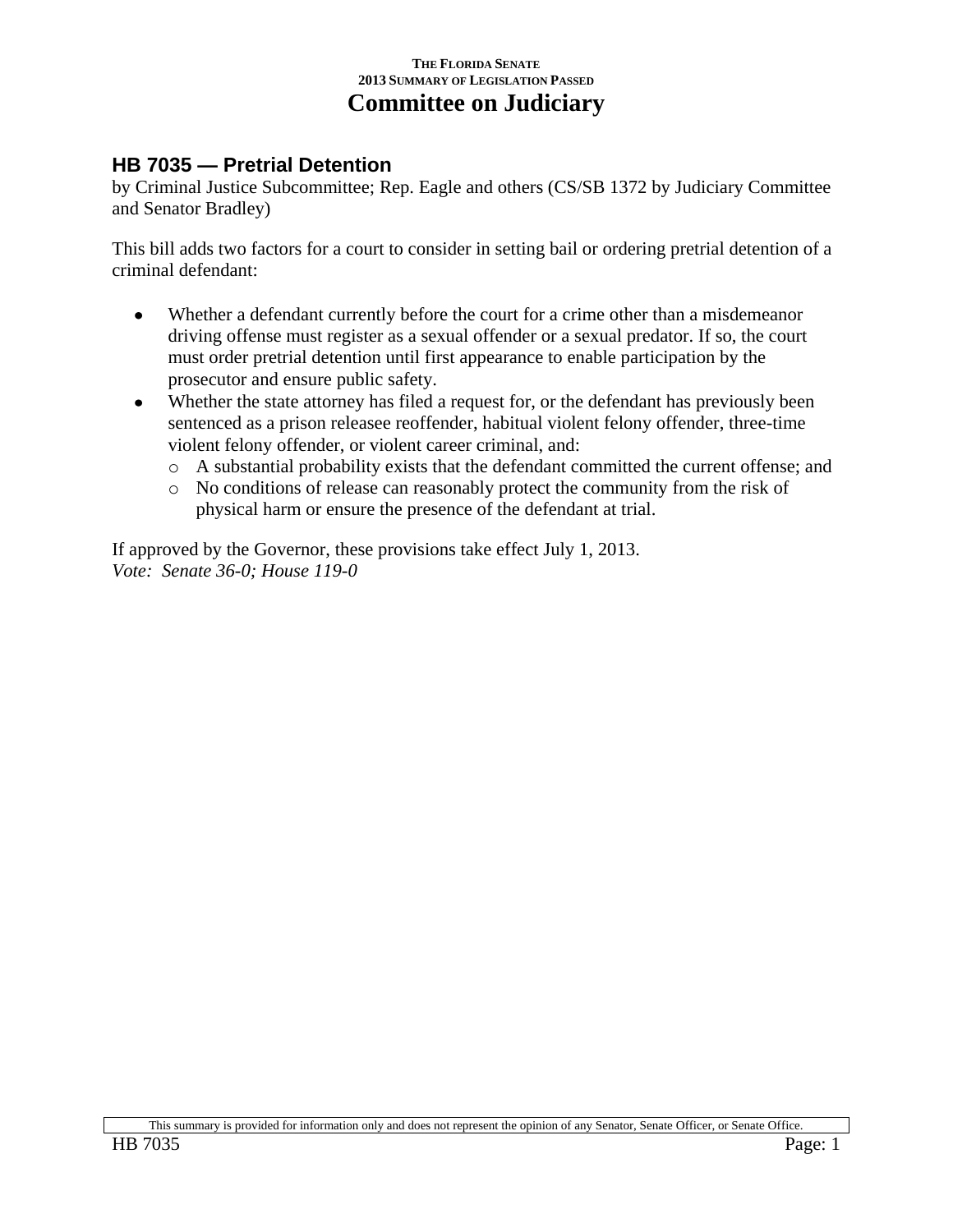## HB 7035 — Pretrial Detention

by Criminal Justice Subcommittee; Rep. Eagle and others (CS/SB 1372 by Judiciary Committee and Senator Bradley)

This bill adds two factors for a court to consider in setting bail or ordering pretrial detention of a criminal defendant:

- Whether a defendant currently before the court for a crime other than a misdemeanor driving offense must register as a sexual offender or a sexual predator. If so, the court must order pretrial detention until first appearance to enable participation by the prosecutor and ensure public safety.
- Whether the state attorney has filed a request for, or the defendant has previously been sentenced as a prison releasee reoffender, habitual violent felony offender, three-time violent felony offender, or violent career criminal, and:
  - A substantial probability exists that the defendant committed the current offense; and
  - No conditions of release can reasonably protect the community from the risk of physical harm or ensure the presence of the defendant at trial.

If approved by the Governor, these provisions take effect July 1, 2013.
*Vote: Senate 36-0; House 119-0*

This summary is provided for information only and does not represent the opinion of any Senator, Senate Officer, or Senate Office.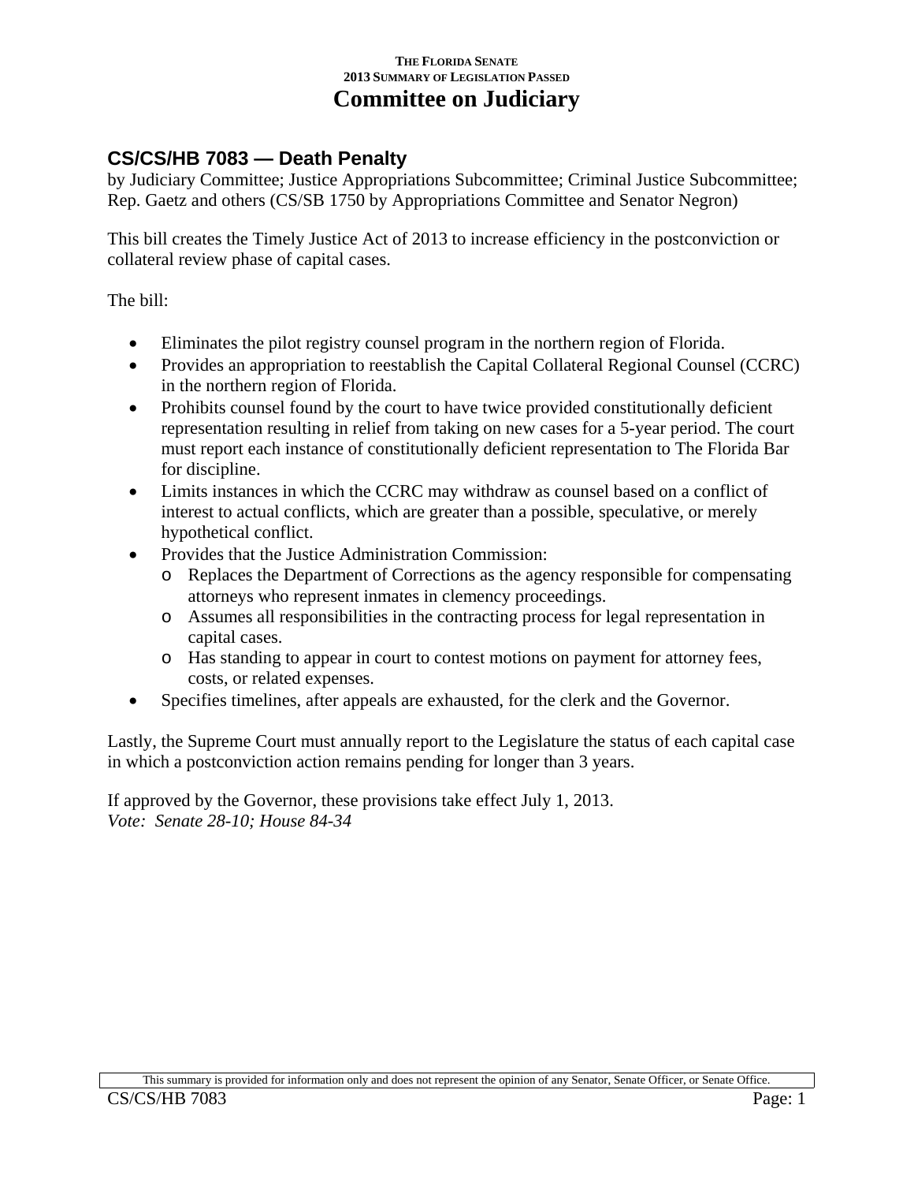# Committee on Judiciary

## CS/CS/HB 7083 — Death Penalty

by Judiciary Committee; Justice Appropriations Subcommittee; Criminal Justice Subcommittee; Rep. Gaetz and others (CS/SB 1750 by Appropriations Committee and Senator Negron)

This bill creates the Timely Justice Act of 2013 to increase efficiency in the postconviction or collateral review phase of capital cases.

The bill:

- Eliminates the pilot registry counsel program in the northern region of Florida.
- Provides an appropriation to reestablish the Capital Collateral Regional Counsel (CCRC) in the northern region of Florida.
- Prohibits counsel found by the court to have twice provided constitutionally deficient representation resulting in relief from taking on new cases for a 5-year period. The court must report each instance of constitutionally deficient representation to The Florida Bar for discipline.
- Limits instances in which the CCRC may withdraw as counsel based on a conflict of interest to actual conflicts, which are greater than a possible, speculative, or merely hypothetical conflict.
- Provides that the Justice Administration Commission:
  - Replaces the Department of Corrections as the agency responsible for compensating attorneys who represent inmates in clemency proceedings.
  - Assumes all responsibilities in the contracting process for legal representation in capital cases.
  - Has standing to appear in court to contest motions on payment for attorney fees, costs, or related expenses.
- Specifies timelines, after appeals are exhausted, for the clerk and the Governor.

Lastly, the Supreme Court must annually report to the Legislature the status of each capital case in which a postconviction action remains pending for longer than 3 years.

If approved by the Governor, these provisions take effect July 1, 2013.
*Vote: Senate 28-10; House 84-34*